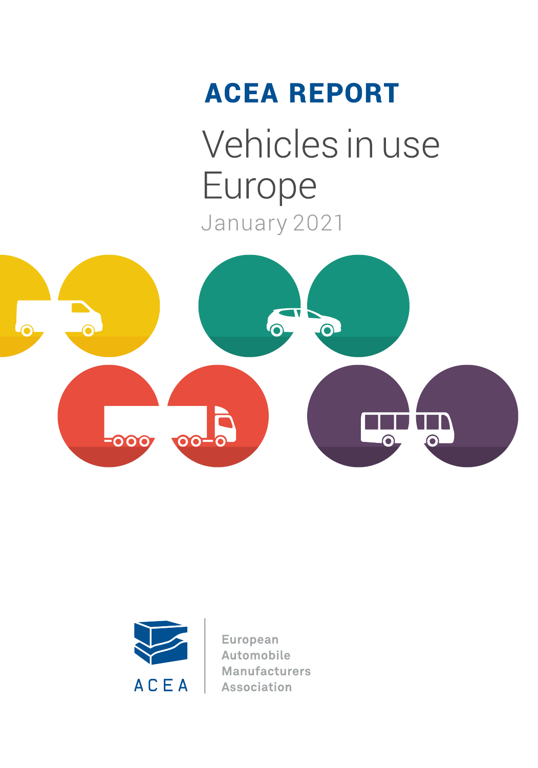# ACEA REPORT

# Vehicles in use Europe

January 2021

ACEA

European Automobile Manufacturers Association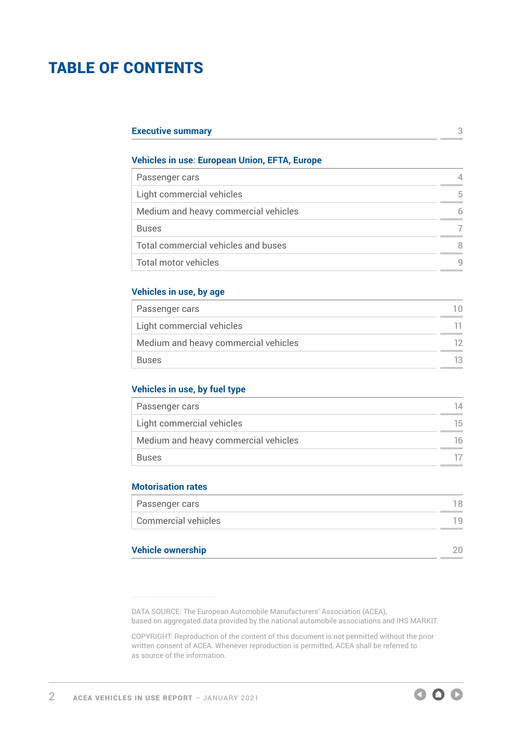# TABLE OF CONTENTS

| Section | Page |
|---|---|
| **Executive summary** | 3 |
| **Vehicles in use: European Union, EFTA, Europe** | |
| Passenger cars | 4 |
| Light commercial vehicles | 5 |
| Medium and heavy commercial vehicles | 6 |
| Buses | 7 |
| Total commercial vehicles and buses | 8 |
| Total motor vehicles | 9 |
| **Vehicles in use, by age** | |
| Passenger cars | 10 |
| Light commercial vehicles | 11 |
| Medium and heavy commercial vehicles | 12 |
| Buses | 13 |
| **Vehicles in use, by fuel type** | |
| Passenger cars | 14 |
| Light commercial vehicles | 15 |
| Medium and heavy commercial vehicles | 16 |
| Buses | 17 |
| **Motorisation rates** | |
| Passenger cars | 18 |
| Commercial vehicles | 19 |
| **Vehicle ownership** | 20 |

DATA SOURCE: The European Automobile Manufacturers' Association (ACEA), based on aggregated data provided by the national automobile associations and IHS MARKIT.

COPYRIGHT: Reproduction of the content of this document is not permitted without the prior written consent of ACEA. Whenever reproduction is permitted, ACEA shall be referred to as source of the information.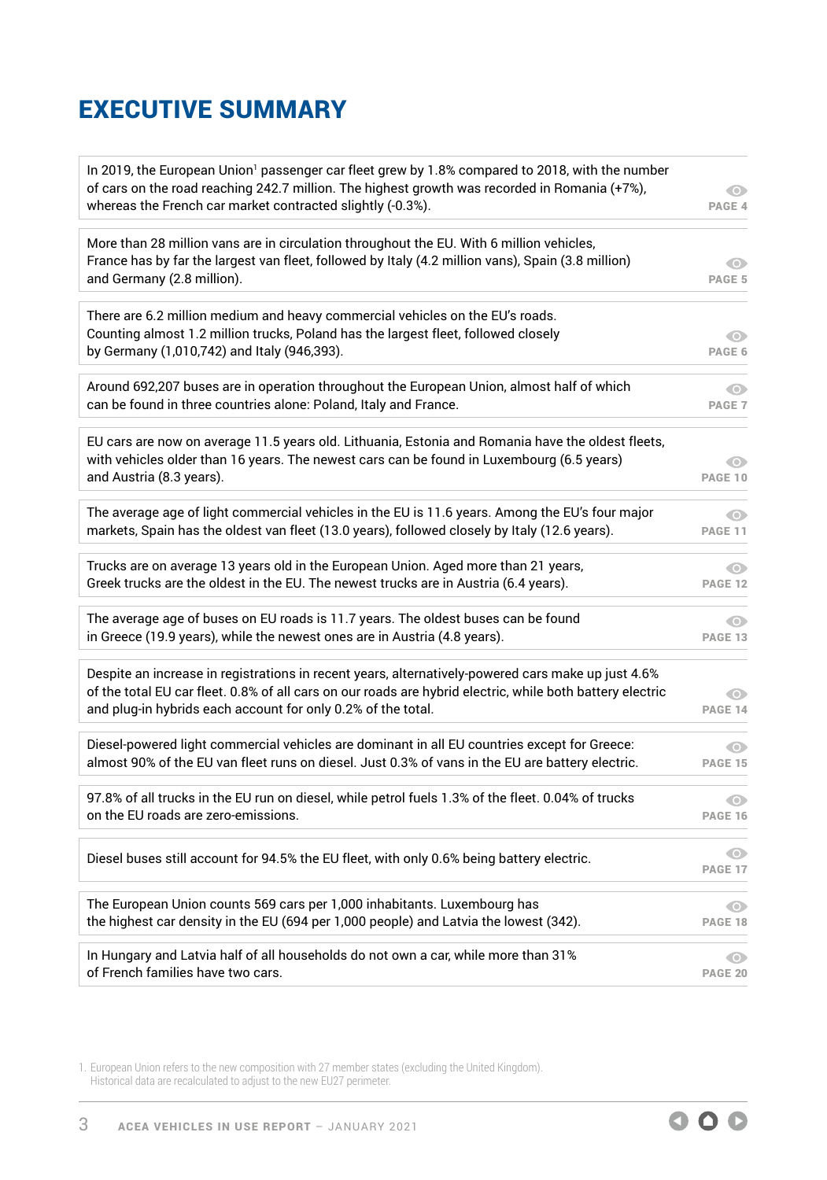# EXECUTIVE SUMMARY

| | |
|---|---|
| In 2019, the European Union[1] passenger car fleet grew by 1.8% compared to 2018, with the number of cars on the road reaching 242.7 million. The highest growth was recorded in Romania (+7%), whereas the French car market contracted slightly (-0.3%). | PAGE 4 |
| More than 28 million vans are in circulation throughout the EU. With 6 million vehicles, France has by far the largest van fleet, followed by Italy (4.2 million vans), Spain (3.8 million) and Germany (2.8 million). | PAGE 5 |
| There are 6.2 million medium and heavy commercial vehicles on the EU's roads. Counting almost 1.2 million trucks, Poland has the largest fleet, followed closely by Germany (1,010,742) and Italy (946,393). | PAGE 6 |
| Around 692,207 buses are in operation throughout the European Union, almost half of which can be found in three countries alone: Poland, Italy and France. | PAGE 7 |
| EU cars are now on average 11.5 years old. Lithuania, Estonia and Romania have the oldest fleets, with vehicles older than 16 years. The newest cars can be found in Luxembourg (6.5 years) and Austria (8.3 years). | PAGE 10 |
| The average age of light commercial vehicles in the EU is 11.6 years. Among the EU's four major markets, Spain has the oldest van fleet (13.0 years), followed closely by Italy (12.6 years). | PAGE 11 |
| Trucks are on average 13 years old in the European Union. Aged more than 21 years, Greek trucks are the oldest in the EU. The newest trucks are in Austria (6.4 years). | PAGE 12 |
| The average age of buses on EU roads is 11.7 years. The oldest buses can be found in Greece (19.9 years), while the newest ones are in Austria (4.8 years). | PAGE 13 |
| Despite an increase in registrations in recent years, alternatively-powered cars make up just 4.6% of the total EU car fleet. 0.8% of all cars on our roads are hybrid electric, while both battery electric and plug-in hybrids each account for only 0.2% of the total. | PAGE 14 |
| Diesel-powered light commercial vehicles are dominant in all EU countries except for Greece: almost 90% of the EU van fleet runs on diesel. Just 0.3% of vans in the EU are battery electric. | PAGE 15 |
| 97.8% of all trucks in the EU run on diesel, while petrol fuels 1.3% of the fleet. 0.04% of trucks on the EU roads are zero-emissions. | PAGE 16 |
| Diesel buses still account for 94.5% the EU fleet, with only 0.6% being battery electric. | PAGE 17 |
| The European Union counts 569 cars per 1,000 inhabitants. Luxembourg has the highest car density in the EU (694 per 1,000 people) and Latvia the lowest (342). | PAGE 18 |
| In Hungary and Latvia half of all households do not own a car, while more than 31% of French families have two cars. | PAGE 20 |

1. European Union refers to the new composition with 27 member states (excluding the United Kingdom). Historical data are recalculated to adjust to the new EU27 perimeter.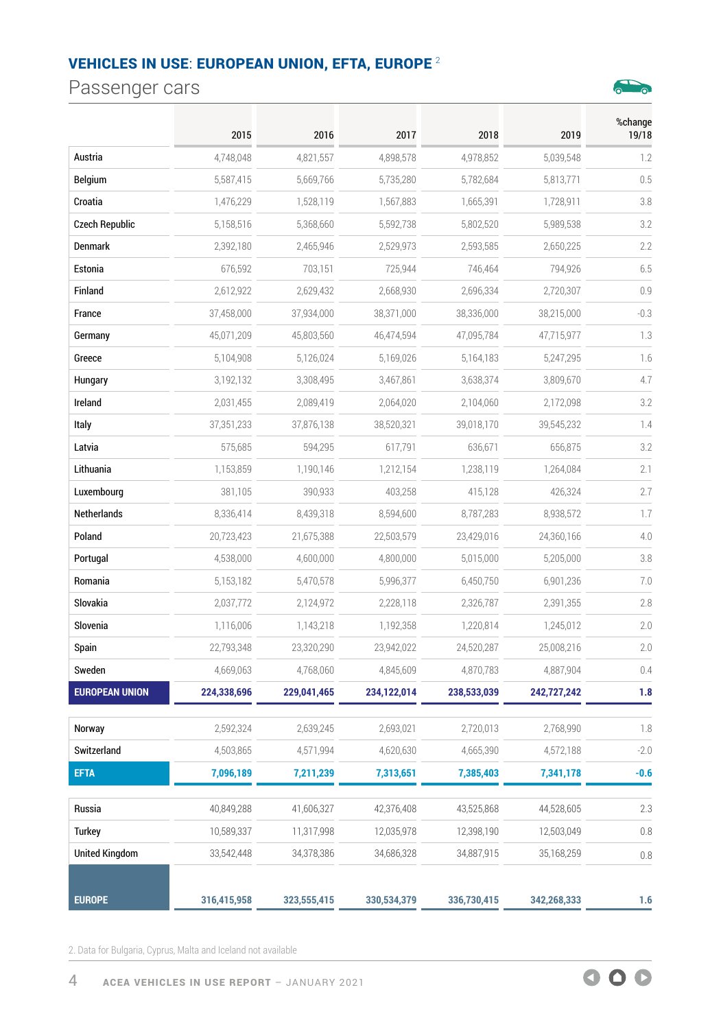## VEHICLES IN USE: EUROPEAN UNION, EFTA, EUROPE [2]

# Passenger cars

| | 2015 | 2016 | 2017 | 2018 | 2019 | %change 19/18 |
|---|---|---|---|---|---|---|
| Austria | 4,748,048 | 4,821,557 | 4,898,578 | 4,978,852 | 5,039,548 | 1.2 |
| Belgium | 5,587,415 | 5,669,766 | 5,735,280 | 5,782,684 | 5,813,771 | 0.5 |
| Croatia | 1,476,229 | 1,528,119 | 1,567,883 | 1,665,391 | 1,728,911 | 3.8 |
| Czech Republic | 5,158,516 | 5,368,660 | 5,592,738 | 5,802,520 | 5,989,538 | 3.2 |
| Denmark | 2,392,180 | 2,465,946 | 2,529,973 | 2,593,585 | 2,650,225 | 2.2 |
| Estonia | 676,592 | 703,151 | 725,944 | 746,464 | 794,926 | 6.5 |
| Finland | 2,612,922 | 2,629,432 | 2,668,930 | 2,696,334 | 2,720,307 | 0.9 |
| France | 37,458,000 | 37,934,000 | 38,371,000 | 38,336,000 | 38,215,000 | -0.3 |
| Germany | 45,071,209 | 45,803,560 | 46,474,594 | 47,095,784 | 47,715,977 | 1.3 |
| Greece | 5,104,908 | 5,126,024 | 5,169,026 | 5,164,183 | 5,247,295 | 1.6 |
| Hungary | 3,192,132 | 3,308,495 | 3,467,861 | 3,638,374 | 3,809,670 | 4.7 |
| Ireland | 2,031,455 | 2,089,419 | 2,064,020 | 2,104,060 | 2,172,098 | 3.2 |
| Italy | 37,351,233 | 37,876,138 | 38,520,321 | 39,018,170 | 39,545,232 | 1.4 |
| Latvia | 575,685 | 594,295 | 617,791 | 636,671 | 656,875 | 3.2 |
| Lithuania | 1,153,859 | 1,190,146 | 1,212,154 | 1,238,119 | 1,264,084 | 2.1 |
| Luxembourg | 381,105 | 390,933 | 403,258 | 415,128 | 426,324 | 2.7 |
| Netherlands | 8,336,414 | 8,439,318 | 8,594,600 | 8,787,283 | 8,938,572 | 1.7 |
| Poland | 20,723,423 | 21,675,388 | 22,503,579 | 23,429,016 | 24,360,166 | 4.0 |
| Portugal | 4,538,000 | 4,600,000 | 4,800,000 | 5,015,000 | 5,205,000 | 3.8 |
| Romania | 5,153,182 | 5,470,578 | 5,996,377 | 6,450,750 | 6,901,236 | 7.0 |
| Slovakia | 2,037,772 | 2,124,972 | 2,228,118 | 2,326,787 | 2,391,355 | 2.8 |
| Slovenia | 1,116,006 | 1,143,218 | 1,192,358 | 1,220,814 | 1,245,012 | 2.0 |
| Spain | 22,793,348 | 23,320,290 | 23,942,022 | 24,520,287 | 25,008,216 | 2.0 |
| Sweden | 4,669,063 | 4,768,060 | 4,845,609 | 4,870,783 | 4,887,904 | 0.4 |
| **EUROPEAN UNION** | **224,338,696** | **229,041,465** | **234,122,014** | **238,533,039** | **242,727,242** | **1.8** |
| Norway | 2,592,324 | 2,639,245 | 2,693,021 | 2,720,013 | 2,768,990 | 1.8 |
| Switzerland | 4,503,865 | 4,571,994 | 4,620,630 | 4,665,390 | 4,572,188 | -2.0 |
| **EFTA** | **7,096,189** | **7,211,239** | **7,313,651** | **7,385,403** | **7,341,178** | **-0.6** |
| Russia | 40,849,288 | 41,606,327 | 42,376,408 | 43,525,868 | 44,528,605 | 2.3 |
| Turkey | 10,589,337 | 11,317,998 | 12,035,978 | 12,398,190 | 12,503,049 | 0.8 |
| United Kingdom | 33,542,448 | 34,378,386 | 34,686,328 | 34,887,915 | 35,168,259 | 0.8 |
| **EUROPE** | **316,415,958** | **323,555,415** | **330,534,379** | **336,730,415** | **342,268,333** | **1.6** |

2. Data for Bulgaria, Cyprus, Malta and Iceland not available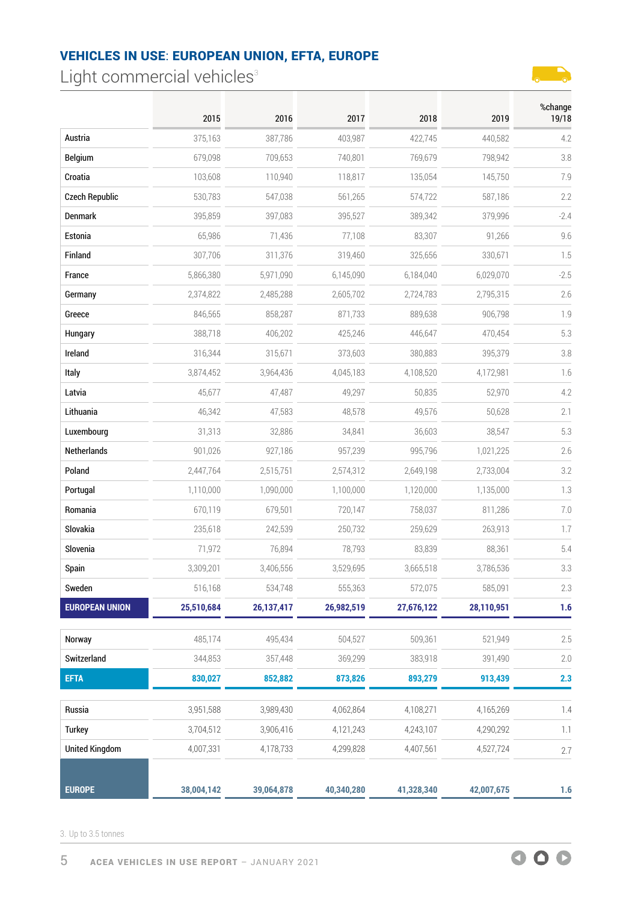## VEHICLES IN USE: EUROPEAN UNION, EFTA, EUROPE

# Light commercial vehicles[3]

| | 2015 | 2016 | 2017 | 2018 | 2019 | %change 19/18 |
|---|---|---|---|---|---|---|
| Austria | 375,163 | 387,786 | 403,987 | 422,745 | 440,582 | 4.2 |
| Belgium | 679,098 | 709,653 | 740,801 | 769,679 | 798,942 | 3.8 |
| Croatia | 103,608 | 110,940 | 118,817 | 135,054 | 145,750 | 7.9 |
| Czech Republic | 530,783 | 547,038 | 561,265 | 574,722 | 587,186 | 2.2 |
| Denmark | 395,859 | 397,083 | 395,527 | 389,342 | 379,996 | -2.4 |
| Estonia | 65,986 | 71,436 | 77,108 | 83,307 | 91,266 | 9.6 |
| Finland | 307,706 | 311,376 | 319,460 | 325,656 | 330,671 | 1.5 |
| France | 5,866,380 | 5,971,090 | 6,145,090 | 6,184,040 | 6,029,070 | -2.5 |
| Germany | 2,374,822 | 2,485,288 | 2,605,702 | 2,724,783 | 2,795,315 | 2.6 |
| Greece | 846,565 | 858,287 | 871,733 | 889,638 | 906,798 | 1.9 |
| Hungary | 388,718 | 406,202 | 425,246 | 446,647 | 470,454 | 5.3 |
| Ireland | 316,344 | 315,671 | 373,603 | 380,883 | 395,379 | 3.8 |
| Italy | 3,874,452 | 3,964,436 | 4,045,183 | 4,108,520 | 4,172,981 | 1.6 |
| Latvia | 45,677 | 47,487 | 49,297 | 50,835 | 52,970 | 4.2 |
| Lithuania | 46,342 | 47,583 | 48,578 | 49,576 | 50,628 | 2.1 |
| Luxembourg | 31,313 | 32,886 | 34,841 | 36,603 | 38,547 | 5.3 |
| Netherlands | 901,026 | 927,186 | 957,239 | 995,796 | 1,021,225 | 2.6 |
| Poland | 2,447,764 | 2,515,751 | 2,574,312 | 2,649,198 | 2,733,004 | 3.2 |
| Portugal | 1,110,000 | 1,090,000 | 1,100,000 | 1,120,000 | 1,135,000 | 1.3 |
| Romania | 670,119 | 679,501 | 720,147 | 758,037 | 811,286 | 7.0 |
| Slovakia | 235,618 | 242,539 | 250,732 | 259,629 | 263,913 | 1.7 |
| Slovenia | 71,972 | 76,894 | 78,793 | 83,839 | 88,361 | 5.4 |
| Spain | 3,309,201 | 3,406,556 | 3,529,695 | 3,665,518 | 3,786,536 | 3.3 |
| Sweden | 516,168 | 534,748 | 555,363 | 572,075 | 585,091 | 2.3 |
| **EUROPEAN UNION** | **25,510,684** | **26,137,417** | **26,982,519** | **27,676,122** | **28,110,951** | **1.6** |
| Norway | 485,174 | 495,434 | 504,527 | 509,361 | 521,949 | 2.5 |
| Switzerland | 344,853 | 357,448 | 369,299 | 383,918 | 391,490 | 2.0 |
| **EFTA** | **830,027** | **852,882** | **873,826** | **893,279** | **913,439** | **2.3** |
| Russia | 3,951,588 | 3,989,430 | 4,062,864 | 4,108,271 | 4,165,269 | 1.4 |
| Turkey | 3,704,512 | 3,906,416 | 4,121,243 | 4,243,107 | 4,290,292 | 1.1 |
| United Kingdom | 4,007,331 | 4,178,733 | 4,299,828 | 4,407,561 | 4,527,724 | 2.7 |
| **EUROPE** | **38,004,142** | **39,064,878** | **40,340,280** | **41,328,340** | **42,007,675** | **1.6** |

3. Up to 3.5 tonnes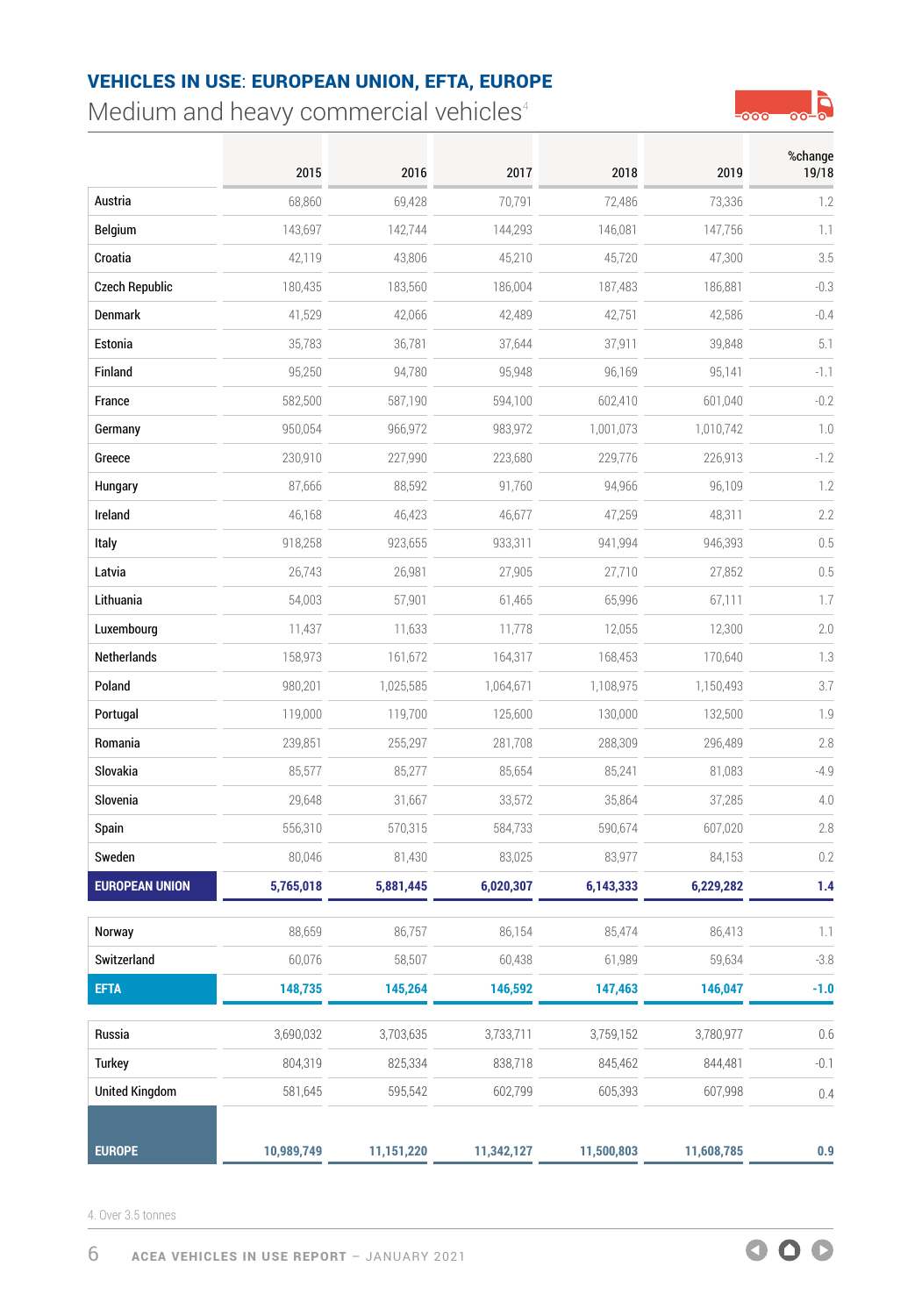## VEHICLES IN USE: EUROPEAN UNION, EFTA, EUROPE

### Medium and heavy commercial vehicles[4]

| | 2015 | 2016 | 2017 | 2018 | 2019 | %change 19/18 |
|---|---|---|---|---|---|---|
| Austria | 68,860 | 69,428 | 70,791 | 72,486 | 73,336 | 1.2 |
| Belgium | 143,697 | 142,744 | 144,293 | 146,081 | 147,756 | 1.1 |
| Croatia | 42,119 | 43,806 | 45,210 | 45,720 | 47,300 | 3.5 |
| Czech Republic | 180,435 | 183,560 | 186,004 | 187,483 | 186,881 | -0.3 |
| Denmark | 41,529 | 42,066 | 42,489 | 42,751 | 42,586 | -0.4 |
| Estonia | 35,783 | 36,781 | 37,644 | 37,911 | 39,848 | 5.1 |
| Finland | 95,250 | 94,780 | 95,948 | 96,169 | 95,141 | -1.1 |
| France | 582,500 | 587,190 | 594,100 | 602,410 | 601,040 | -0.2 |
| Germany | 950,054 | 966,972 | 983,972 | 1,001,073 | 1,010,742 | 1.0 |
| Greece | 230,910 | 227,990 | 223,680 | 229,776 | 226,913 | -1.2 |
| Hungary | 87,666 | 88,592 | 91,760 | 94,966 | 96,109 | 1.2 |
| Ireland | 46,168 | 46,423 | 46,677 | 47,259 | 48,311 | 2.2 |
| Italy | 918,258 | 923,655 | 933,311 | 941,994 | 946,393 | 0.5 |
| Latvia | 26,743 | 26,981 | 27,905 | 27,710 | 27,852 | 0.5 |
| Lithuania | 54,003 | 57,901 | 61,465 | 65,996 | 67,111 | 1.7 |
| Luxembourg | 11,437 | 11,633 | 11,778 | 12,055 | 12,300 | 2.0 |
| Netherlands | 158,973 | 161,672 | 164,317 | 168,453 | 170,640 | 1.3 |
| Poland | 980,201 | 1,025,585 | 1,064,671 | 1,108,975 | 1,150,493 | 3.7 |
| Portugal | 119,000 | 119,700 | 125,600 | 130,000 | 132,500 | 1.9 |
| Romania | 239,851 | 255,297 | 281,708 | 288,309 | 296,489 | 2.8 |
| Slovakia | 85,577 | 85,277 | 85,654 | 85,241 | 81,083 | -4.9 |
| Slovenia | 29,648 | 31,667 | 33,572 | 35,864 | 37,285 | 4.0 |
| Spain | 556,310 | 570,315 | 584,733 | 590,674 | 607,020 | 2.8 |
| Sweden | 80,046 | 81,430 | 83,025 | 83,977 | 84,153 | 0.2 |
| **EUROPEAN UNION** | **5,765,018** | **5,881,445** | **6,020,307** | **6,143,333** | **6,229,282** | **1.4** |
| Norway | 88,659 | 86,757 | 86,154 | 85,474 | 86,413 | 1.1 |
| Switzerland | 60,076 | 58,507 | 60,438 | 61,989 | 59,634 | -3.8 |
| **EFTA** | **148,735** | **145,264** | **146,592** | **147,463** | **146,047** | **-1.0** |
| Russia | 3,690,032 | 3,703,635 | 3,733,711 | 3,759,152 | 3,780,977 | 0.6 |
| Turkey | 804,319 | 825,334 | 838,718 | 845,462 | 844,481 | -0.1 |
| United Kingdom | 581,645 | 595,542 | 602,799 | 605,393 | 607,998 | 0.4 |
| **EUROPE** | **10,989,749** | **11,151,220** | **11,342,127** | **11,500,803** | **11,608,785** | **0.9** |

4. Over 3.5 tonnes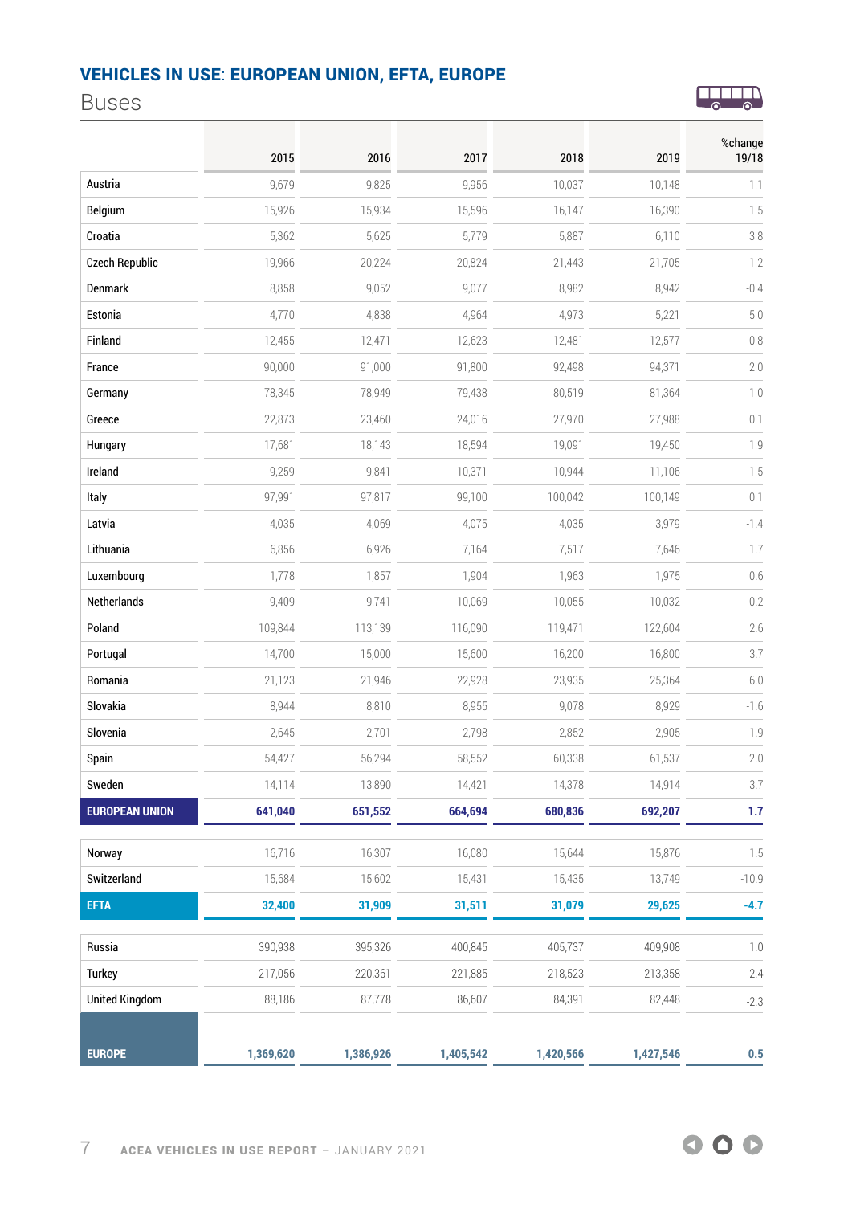## VEHICLES IN USE: EUROPEAN UNION, EFTA, EUROPE

### Buses

| | 2015 | 2016 | 2017 | 2018 | 2019 | %change 19/18 |
|---|---|---|---|---|---|---|
| Austria | 9,679 | 9,825 | 9,956 | 10,037 | 10,148 | 1.1 |
| Belgium | 15,926 | 15,934 | 15,596 | 16,147 | 16,390 | 1.5 |
| Croatia | 5,362 | 5,625 | 5,779 | 5,887 | 6,110 | 3.8 |
| Czech Republic | 19,966 | 20,224 | 20,824 | 21,443 | 21,705 | 1.2 |
| Denmark | 8,858 | 9,052 | 9,077 | 8,982 | 8,942 | -0.4 |
| Estonia | 4,770 | 4,838 | 4,964 | 4,973 | 5,221 | 5.0 |
| Finland | 12,455 | 12,471 | 12,623 | 12,481 | 12,577 | 0.8 |
| France | 90,000 | 91,000 | 91,800 | 92,498 | 94,371 | 2.0 |
| Germany | 78,345 | 78,949 | 79,438 | 80,519 | 81,364 | 1.0 |
| Greece | 22,873 | 23,460 | 24,016 | 27,970 | 27,988 | 0.1 |
| Hungary | 17,681 | 18,143 | 18,594 | 19,091 | 19,450 | 1.9 |
| Ireland | 9,259 | 9,841 | 10,371 | 10,944 | 11,106 | 1.5 |
| Italy | 97,991 | 97,817 | 99,100 | 100,042 | 100,149 | 0.1 |
| Latvia | 4,035 | 4,069 | 4,075 | 4,035 | 3,979 | -1.4 |
| Lithuania | 6,856 | 6,926 | 7,164 | 7,517 | 7,646 | 1.7 |
| Luxembourg | 1,778 | 1,857 | 1,904 | 1,963 | 1,975 | 0.6 |
| Netherlands | 9,409 | 9,741 | 10,069 | 10,055 | 10,032 | -0.2 |
| Poland | 109,844 | 113,139 | 116,090 | 119,471 | 122,604 | 2.6 |
| Portugal | 14,700 | 15,000 | 15,600 | 16,200 | 16,800 | 3.7 |
| Romania | 21,123 | 21,946 | 22,928 | 23,935 | 25,364 | 6.0 |
| Slovakia | 8,944 | 8,810 | 8,955 | 9,078 | 8,929 | -1.6 |
| Slovenia | 2,645 | 2,701 | 2,798 | 2,852 | 2,905 | 1.9 |
| Spain | 54,427 | 56,294 | 58,552 | 60,338 | 61,537 | 2.0 |
| Sweden | 14,114 | 13,890 | 14,421 | 14,378 | 14,914 | 3.7 |
| **EUROPEAN UNION** | **641,040** | **651,552** | **664,694** | **680,836** | **692,207** | **1.7** |
| Norway | 16,716 | 16,307 | 16,080 | 15,644 | 15,876 | 1.5 |
| Switzerland | 15,684 | 15,602 | 15,431 | 15,435 | 13,749 | -10.9 |
| **EFTA** | **32,400** | **31,909** | **31,511** | **31,079** | **29,625** | **-4.7** |
| Russia | 390,938 | 395,326 | 400,845 | 405,737 | 409,908 | 1.0 |
| Turkey | 217,056 | 220,361 | 221,885 | 218,523 | 213,358 | -2.4 |
| United Kingdom | 88,186 | 87,778 | 86,607 | 84,391 | 82,448 | -2.3 |
| **EUROPE** | **1,369,620** | **1,386,926** | **1,405,542** | **1,420,566** | **1,427,546** | **0.5** |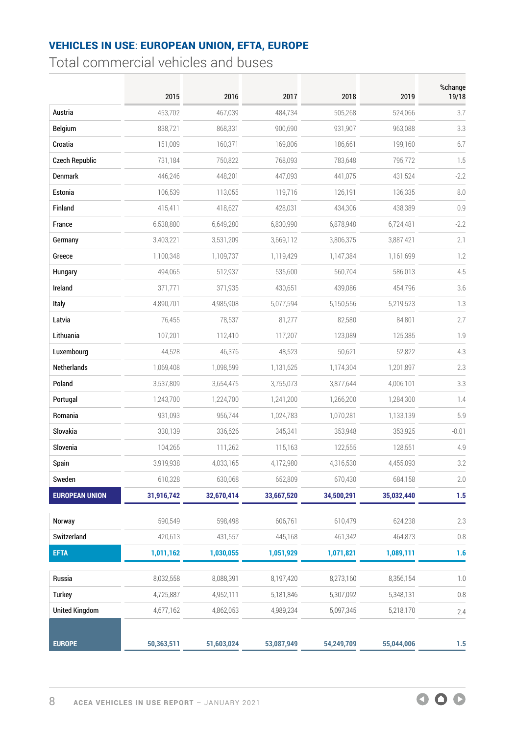## VEHICLES IN USE: EUROPEAN UNION, EFTA, EUROPE

# Total commercial vehicles and buses

| | 2015 | 2016 | 2017 | 2018 | 2019 | %change 19/18 |
|---|---|---|---|---|---|---|
| Austria | 453,702 | 467,039 | 484,734 | 505,268 | 524,066 | 3.7 |
| Belgium | 838,721 | 868,331 | 900,690 | 931,907 | 963,088 | 3.3 |
| Croatia | 151,089 | 160,371 | 169,806 | 186,661 | 199,160 | 6.7 |
| Czech Republic | 731,184 | 750,822 | 768,093 | 783,648 | 795,772 | 1.5 |
| Denmark | 446,246 | 448,201 | 447,093 | 441,075 | 431,524 | -2.2 |
| Estonia | 106,539 | 113,055 | 119,716 | 126,191 | 136,335 | 8.0 |
| Finland | 415,411 | 418,627 | 428,031 | 434,306 | 438,389 | 0.9 |
| France | 6,538,880 | 6,649,280 | 6,830,990 | 6,878,948 | 6,724,481 | -2.2 |
| Germany | 3,403,221 | 3,531,209 | 3,669,112 | 3,806,375 | 3,887,421 | 2.1 |
| Greece | 1,100,348 | 1,109,737 | 1,119,429 | 1,147,384 | 1,161,699 | 1.2 |
| Hungary | 494,065 | 512,937 | 535,600 | 560,704 | 586,013 | 4.5 |
| Ireland | 371,771 | 371,935 | 430,651 | 439,086 | 454,796 | 3.6 |
| Italy | 4,890,701 | 4,985,908 | 5,077,594 | 5,150,556 | 5,219,523 | 1.3 |
| Latvia | 76,455 | 78,537 | 81,277 | 82,580 | 84,801 | 2.7 |
| Lithuania | 107,201 | 112,410 | 117,207 | 123,089 | 125,385 | 1.9 |
| Luxembourg | 44,528 | 46,376 | 48,523 | 50,621 | 52,822 | 4.3 |
| Netherlands | 1,069,408 | 1,098,599 | 1,131,625 | 1,174,304 | 1,201,897 | 2.3 |
| Poland | 3,537,809 | 3,654,475 | 3,755,073 | 3,877,644 | 4,006,101 | 3.3 |
| Portugal | 1,243,700 | 1,224,700 | 1,241,200 | 1,266,200 | 1,284,300 | 1.4 |
| Romania | 931,093 | 956,744 | 1,024,783 | 1,070,281 | 1,133,139 | 5.9 |
| Slovakia | 330,139 | 336,626 | 345,341 | 353,948 | 353,925 | -0.01 |
| Slovenia | 104,265 | 111,262 | 115,163 | 122,555 | 128,551 | 4.9 |
| Spain | 3,919,938 | 4,033,165 | 4,172,980 | 4,316,530 | 4,455,093 | 3.2 |
| Sweden | 610,328 | 630,068 | 652,809 | 670,430 | 684,158 | 2.0 |
| **EUROPEAN UNION** | **31,916,742** | **32,670,414** | **33,667,520** | **34,500,291** | **35,032,440** | **1.5** |
| Norway | 590,549 | 598,498 | 606,761 | 610,479 | 624,238 | 2.3 |
| Switzerland | 420,613 | 431,557 | 445,168 | 461,342 | 464,873 | 0.8 |
| **EFTA** | **1,011,162** | **1,030,055** | **1,051,929** | **1,071,821** | **1,089,111** | **1.6** |
| Russia | 8,032,558 | 8,088,391 | 8,197,420 | 8,273,160 | 8,356,154 | 1.0 |
| Turkey | 4,725,887 | 4,952,111 | 5,181,846 | 5,307,092 | 5,348,131 | 0.8 |
| United Kingdom | 4,677,162 | 4,862,053 | 4,989,234 | 5,097,345 | 5,218,170 | 2.4 |
| **EUROPE** | **50,363,511** | **51,603,024** | **53,087,949** | **54,249,709** | **55,044,006** | **1.5** |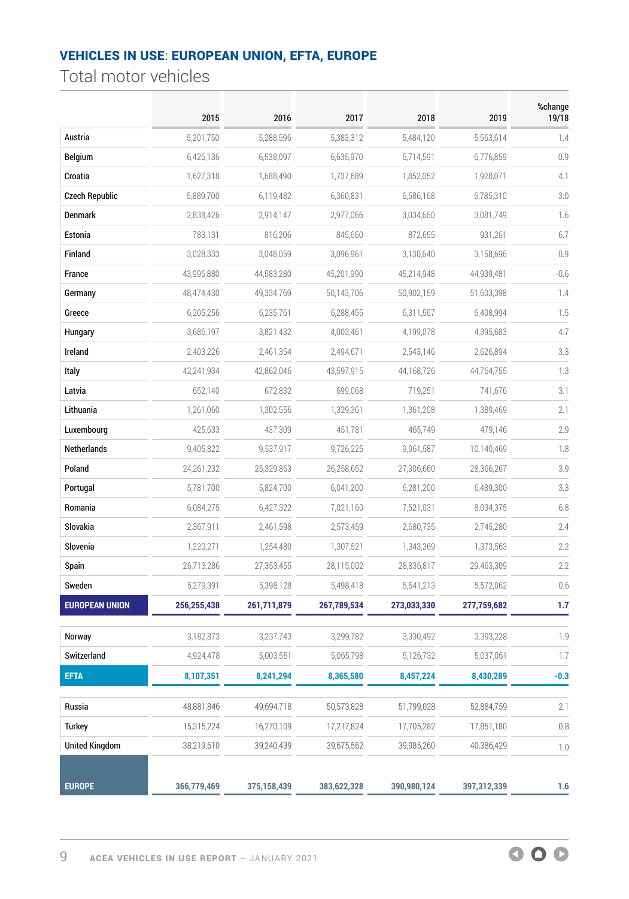## VEHICLES IN USE: EUROPEAN UNION, EFTA, EUROPE

Total motor vehicles

| | 2015 | 2016 | 2017 | 2018 | 2019 | %change 19/18 |
|---|---|---|---|---|---|---|
| Austria | 5,201,750 | 5,288,596 | 5,383,312 | 5,484,120 | 5,563,614 | 1.4 |
| Belgium | 6,426,136 | 6,538,097 | 6,635,970 | 6,714,591 | 6,776,859 | 0.9 |
| Croatia | 1,627,318 | 1,688,490 | 1,737,689 | 1,852,052 | 1,928,071 | 4.1 |
| Czech Republic | 5,889,700 | 6,119,482 | 6,360,831 | 6,586,168 | 6,785,310 | 3.0 |
| Denmark | 2,838,426 | 2,914,147 | 2,977,066 | 3,034,660 | 3,081,749 | 1.6 |
| Estonia | 783,131 | 816,206 | 845,660 | 872,655 | 931,261 | 6.7 |
| Finland | 3,028,333 | 3,048,059 | 3,096,961 | 3,130,640 | 3,158,696 | 0.9 |
| France | 43,996,880 | 44,583,280 | 45,201,990 | 45,214,948 | 44,939,481 | -0.6 |
| Germany | 48,474,430 | 49,334,769 | 50,143,706 | 50,902,159 | 51,603,398 | 1.4 |
| Greece | 6,205,256 | 6,235,761 | 6,288,455 | 6,311,567 | 6,408,994 | 1.5 |
| Hungary | 3,686,197 | 3,821,432 | 4,003,461 | 4,199,078 | 4,395,683 | 4.7 |
| Ireland | 2,403,226 | 2,461,354 | 2,494,671 | 2,543,146 | 2,626,894 | 3.3 |
| Italy | 42,241,934 | 42,862,046 | 43,597,915 | 44,168,726 | 44,764,755 | 1.3 |
| Latvia | 652,140 | 672,832 | 699,068 | 719,251 | 741,676 | 3.1 |
| Lithuania | 1,261,060 | 1,302,556 | 1,329,361 | 1,361,208 | 1,389,469 | 2.1 |
| Luxembourg | 425,633 | 437,309 | 451,781 | 465,749 | 479,146 | 2.9 |
| Netherlands | 9,405,822 | 9,537,917 | 9,726,225 | 9,961,587 | 10,140,469 | 1.8 |
| Poland | 24,261,232 | 25,329,863 | 26,258,652 | 27,306,660 | 28,366,267 | 3.9 |
| Portugal | 5,781,700 | 5,824,700 | 6,041,200 | 6,281,200 | 6,489,300 | 3.3 |
| Romania | 6,084,275 | 6,427,322 | 7,021,160 | 7,521,031 | 8,034,375 | 6.8 |
| Slovakia | 2,367,911 | 2,461,598 | 2,573,459 | 2,680,735 | 2,745,280 | 2.4 |
| Slovenia | 1,220,271 | 1,254,480 | 1,307,521 | 1,343,369 | 1,373,563 | 2.2 |
| Spain | 26,713,286 | 27,353,455 | 28,115,002 | 28,836,817 | 29,463,309 | 2.2 |
| Sweden | 5,279,391 | 5,398,128 | 5,498,418 | 5,541,213 | 5,572,062 | 0.6 |
| **EUROPEAN UNION** | **256,255,438** | **261,711,879** | **267,789,534** | **273,033,330** | **277,759,682** | **1.7** |
| Norway | 3,182,873 | 3,237,743 | 3,299,782 | 3,330,492 | 3,393,228 | 1.9 |
| Switzerland | 4,924,478 | 5,003,551 | 5,065,798 | 5,126,732 | 5,037,061 | -1.7 |
| **EFTA** | **8,107,351** | **8,241,294** | **8,365,580** | **8,457,224** | **8,430,289** | **-0.3** |
| Russia | 48,881,846 | 49,694,718 | 50,573,828 | 51,799,028 | 52,884,759 | 2.1 |
| Turkey | 15,315,224 | 16,270,109 | 17,217,824 | 17,705,282 | 17,851,180 | 0.8 |
| United Kingdom | 38,219,610 | 39,240,439 | 39,675,562 | 39,985,260 | 40,386,429 | 1.0 |
| **EUROPE** | **366,779,469** | **375,158,439** | **383,622,328** | **390,980,124** | **397,312,339** | **1.6** |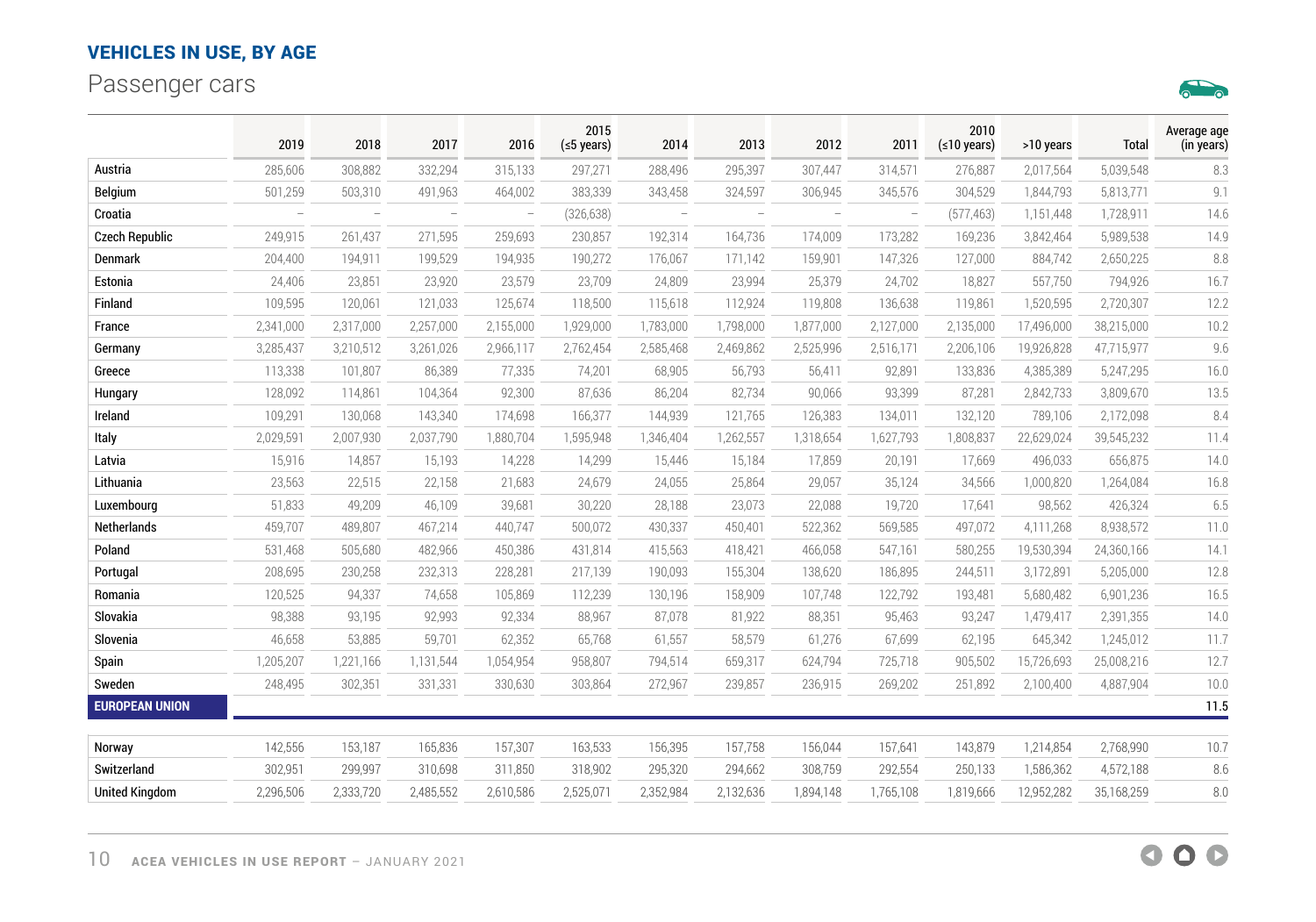## VEHICLES IN USE, BY AGE

Passenger cars

| | 2019 | 2018 | 2017 | 2016 | 2015 (≤5 years) | 2014 | 2013 | 2012 | 2011 | 2010 (≤10 years) | >10 years | Total | Average age (in years) |
|---|---|---|---|---|---|---|---|---|---|---|---|---|---|
| Austria | 285,606 | 308,882 | 332,294 | 315,133 | 297,271 | 288,496 | 295,397 | 307,447 | 314,571 | 276,887 | 2,017,564 | 5,039,548 | 8.3 |
| Belgium | 501,259 | 503,310 | 491,963 | 464,002 | 383,339 | 343,458 | 324,597 | 306,945 | 345,576 | 304,529 | 1,844,793 | 5,813,771 | 9.1 |
| Croatia | – | – | – | – | (326,638) | – | – | – | – | (577,463) | 1,151,448 | 1,728,911 | 14.6 |
| Czech Republic | 249,915 | 261,437 | 271,595 | 259,693 | 230,857 | 192,314 | 164,736 | 174,009 | 173,282 | 169,236 | 3,842,464 | 5,989,538 | 14.9 |
| Denmark | 204,400 | 194,911 | 199,529 | 194,935 | 190,272 | 176,067 | 171,142 | 159,901 | 147,326 | 127,000 | 884,742 | 2,650,225 | 8.8 |
| Estonia | 24,406 | 23,851 | 23,920 | 23,579 | 23,709 | 24,809 | 23,994 | 25,379 | 24,702 | 18,827 | 557,750 | 794,926 | 16.7 |
| Finland | 109,595 | 120,061 | 121,033 | 125,674 | 118,500 | 115,618 | 112,924 | 119,808 | 136,638 | 119,861 | 1,520,595 | 2,720,307 | 12.2 |
| France | 2,341,000 | 2,317,000 | 2,257,000 | 2,155,000 | 1,929,000 | 1,783,000 | 1,798,000 | 1,877,000 | 2,127,000 | 2,135,000 | 17,496,000 | 38,215,000 | 10.2 |
| Germany | 3,285,437 | 3,210,512 | 3,261,026 | 2,966,117 | 2,762,454 | 2,585,468 | 2,469,862 | 2,525,996 | 2,516,171 | 2,206,106 | 19,926,828 | 47,715,977 | 9.6 |
| Greece | 113,338 | 101,807 | 86,389 | 77,335 | 74,201 | 68,905 | 56,793 | 56,411 | 92,891 | 133,836 | 4,385,389 | 5,247,295 | 16.0 |
| Hungary | 128,092 | 114,861 | 104,364 | 92,300 | 87,636 | 86,204 | 82,734 | 90,066 | 93,399 | 87,281 | 2,842,733 | 3,809,670 | 13.5 |
| Ireland | 109,291 | 130,068 | 143,340 | 174,698 | 166,377 | 144,939 | 121,765 | 126,383 | 134,011 | 132,120 | 789,106 | 2,172,098 | 8.4 |
| Italy | 2,029,591 | 2,007,930 | 2,037,790 | 1,880,704 | 1,595,948 | 1,346,404 | 1,262,557 | 1,318,654 | 1,627,793 | 1,808,837 | 22,629,024 | 39,545,232 | 11.4 |
| Latvia | 15,916 | 14,857 | 15,193 | 14,228 | 14,299 | 15,446 | 15,184 | 17,859 | 20,191 | 17,669 | 496,033 | 656,875 | 14.0 |
| Lithuania | 23,563 | 22,515 | 22,158 | 21,683 | 24,679 | 24,055 | 25,864 | 29,057 | 35,124 | 34,566 | 1,000,820 | 1,264,084 | 16.8 |
| Luxembourg | 51,833 | 49,209 | 46,109 | 39,681 | 30,220 | 28,188 | 23,073 | 22,088 | 19,720 | 17,641 | 98,562 | 426,324 | 6.5 |
| Netherlands | 459,707 | 489,807 | 467,214 | 440,747 | 500,072 | 430,337 | 450,401 | 522,362 | 569,585 | 497,072 | 4,111,268 | 8,938,572 | 11.0 |
| Poland | 531,468 | 505,680 | 482,966 | 450,386 | 431,814 | 415,563 | 418,421 | 466,058 | 547,161 | 580,255 | 19,530,394 | 24,360,166 | 14.1 |
| Portugal | 208,695 | 230,258 | 232,313 | 228,281 | 217,139 | 190,093 | 155,304 | 138,620 | 186,895 | 244,511 | 3,172,891 | 5,205,000 | 12.8 |
| Romania | 120,525 | 94,337 | 74,658 | 105,869 | 112,239 | 130,196 | 158,909 | 107,748 | 122,792 | 193,481 | 5,680,482 | 6,901,236 | 16.5 |
| Slovakia | 98,388 | 93,195 | 92,993 | 92,334 | 88,967 | 87,078 | 81,922 | 88,351 | 95,463 | 93,247 | 1,479,417 | 2,391,355 | 14.0 |
| Slovenia | 46,658 | 53,885 | 59,701 | 62,352 | 65,768 | 61,557 | 58,579 | 61,276 | 67,699 | 62,195 | 645,342 | 1,245,012 | 11.7 |
| Spain | 1,205,207 | 1,221,166 | 1,131,544 | 1,054,954 | 958,807 | 794,514 | 659,317 | 624,794 | 725,718 | 905,502 | 15,726,693 | 25,008,216 | 12.7 |
| Sweden | 248,495 | 302,351 | 331,331 | 330,630 | 303,864 | 272,967 | 239,857 | 236,915 | 269,202 | 251,892 | 2,100,400 | 4,887,904 | 10.0 |
| **EUROPEAN UNION** | | | | | | | | | | | | | **11.5** |
| Norway | 142,556 | 153,187 | 165,836 | 157,307 | 163,533 | 156,395 | 157,758 | 156,044 | 157,641 | 143,879 | 1,214,854 | 2,768,990 | 10.7 |
| Switzerland | 302,951 | 299,997 | 310,698 | 311,850 | 318,902 | 295,320 | 294,662 | 308,759 | 292,554 | 250,133 | 1,586,362 | 4,572,188 | 8.6 |
| United Kingdom | 2,296,506 | 2,333,720 | 2,485,552 | 2,610,586 | 2,525,071 | 2,352,984 | 2,132,636 | 1,894,148 | 1,765,108 | 1,819,666 | 12,952,282 | 35,168,259 | 8.0 |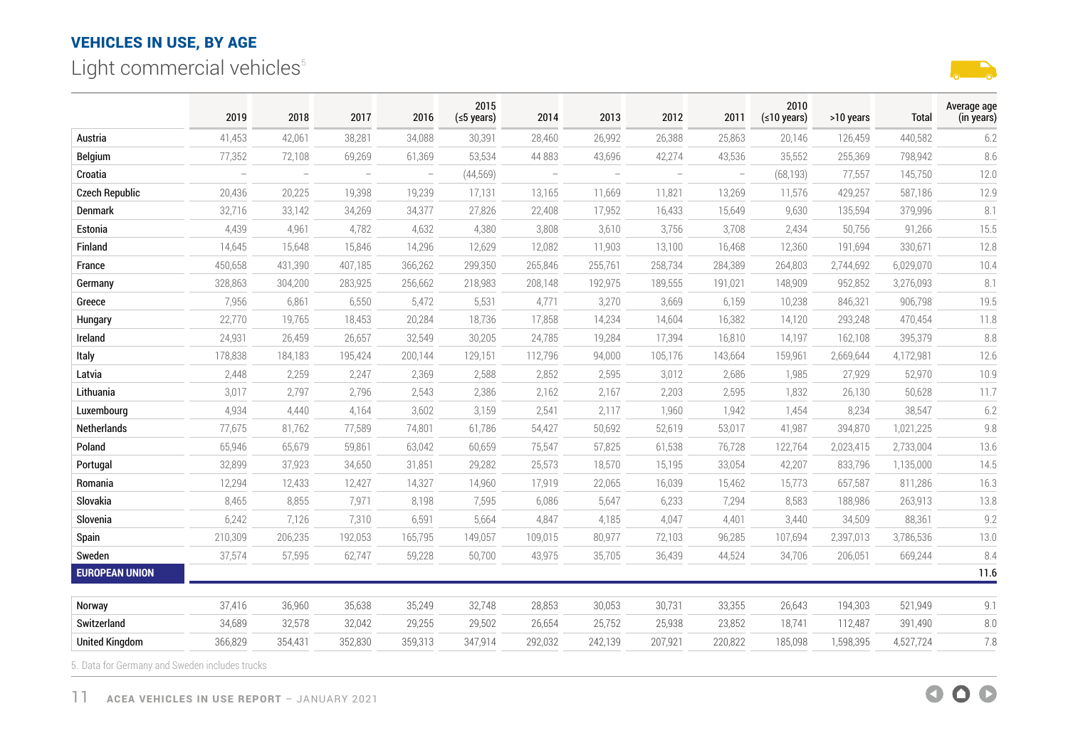## VEHICLES IN USE, BY AGE

# Light commercial vehicles[5]

| | 2019 | 2018 | 2017 | 2016 | 2015 (≤5 years) | 2014 | 2013 | 2012 | 2011 | 2010 (≤10 years) | >10 years | Total | Average age (in years) |
|---|---|---|---|---|---|---|---|---|---|---|---|---|---|
| Austria | 41,453 | 42,061 | 38,281 | 34,088 | 30,391 | 28,460 | 26,992 | 26,388 | 25,863 | 20,146 | 126,459 | 440,582 | 6.2 |
| Belgium | 77,352 | 72,108 | 69,269 | 61,369 | 53,534 | 44 883 | 43,696 | 42,274 | 43,536 | 35,552 | 255,369 | 798,942 | 8.6 |
| Croatia | – | – | – | – | (44,569) | – | – | – | – | (68,193) | 77,557 | 145,750 | 12.0 |
| Czech Republic | 20,436 | 20,225 | 19,398 | 19,239 | 17,131 | 13,165 | 11,669 | 11,821 | 13,269 | 11,576 | 429,257 | 587,186 | 12.9 |
| Denmark | 32,716 | 33,142 | 34,269 | 34,377 | 27,826 | 22,408 | 17,952 | 16,433 | 15,649 | 9,630 | 135,594 | 379,996 | 8.1 |
| Estonia | 4,439 | 4,961 | 4,782 | 4,632 | 4,380 | 3,808 | 3,610 | 3,756 | 3,708 | 2,434 | 50,756 | 91,266 | 15.5 |
| Finland | 14,645 | 15,648 | 15,846 | 14,296 | 12,629 | 12,082 | 11,903 | 13,100 | 16,468 | 12,360 | 191,694 | 330,671 | 12.8 |
| France | 450,658 | 431,390 | 407,185 | 366,262 | 299,350 | 265,846 | 255,761 | 258,734 | 284,389 | 264,803 | 2,744,692 | 6,029,070 | 10.4 |
| Germany | 328,863 | 304,200 | 283,925 | 256,662 | 218,983 | 208,148 | 192,975 | 189,555 | 191,021 | 148,909 | 952,852 | 3,276,093 | 8.1 |
| Greece | 7,956 | 6,861 | 6,550 | 5,472 | 5,531 | 4,771 | 3,270 | 3,669 | 6,159 | 10,238 | 846,321 | 906,798 | 19.5 |
| Hungary | 22,770 | 19,765 | 18,453 | 20,284 | 18,736 | 17,858 | 14,234 | 14,604 | 16,382 | 14,120 | 293,248 | 470,454 | 11.8 |
| Ireland | 24,931 | 26,459 | 26,657 | 32,549 | 30,205 | 24,785 | 19,284 | 17,394 | 16,810 | 14,197 | 162,108 | 395,379 | 8.8 |
| Italy | 178,838 | 184,183 | 195,424 | 200,144 | 129,151 | 112,796 | 94,000 | 105,176 | 143,664 | 159,961 | 2,669,644 | 4,172,981 | 12.6 |
| Latvia | 2,448 | 2,259 | 2,247 | 2,369 | 2,588 | 2,852 | 2,595 | 3,012 | 2,686 | 1,985 | 27,929 | 52,970 | 10.9 |
| Lithuania | 3,017 | 2,797 | 2,796 | 2,543 | 2,386 | 2,162 | 2,167 | 2,203 | 2,595 | 1,832 | 26,130 | 50,628 | 11.7 |
| Luxembourg | 4,934 | 4,440 | 4,164 | 3,602 | 3,159 | 2,541 | 2,117 | 1,960 | 1,942 | 1,454 | 8,234 | 38,547 | 6.2 |
| Netherlands | 77,675 | 81,762 | 77,589 | 74,801 | 61,786 | 54,427 | 50,692 | 52,619 | 53,017 | 41,987 | 394,870 | 1,021,225 | 9.8 |
| Poland | 65,946 | 65,679 | 59,861 | 63,042 | 60,659 | 75,547 | 57,825 | 61,538 | 76,728 | 122,764 | 2,023,415 | 2,733,004 | 13.6 |
| Portugal | 32,899 | 37,923 | 34,650 | 31,851 | 29,282 | 25,573 | 18,570 | 15,195 | 33,054 | 42,207 | 833,796 | 1,135,000 | 14.5 |
| Romania | 12,294 | 12,433 | 12,427 | 14,327 | 14,960 | 17,919 | 22,065 | 16,039 | 15,462 | 15,773 | 657,587 | 811,286 | 16.3 |
| Slovakia | 8,465 | 8,855 | 7,971 | 8,198 | 7,595 | 6,086 | 5,647 | 6,233 | 7,294 | 8,583 | 188,986 | 263,913 | 13.8 |
| Slovenia | 6,242 | 7,126 | 7,310 | 6,591 | 5,664 | 4,847 | 4,185 | 4,047 | 4,401 | 3,440 | 34,509 | 88,361 | 9.2 |
| Spain | 210,309 | 206,235 | 192,053 | 165,795 | 149,057 | 109,015 | 80,977 | 72,103 | 96,285 | 107,694 | 2,397,013 | 3,786,536 | 13.0 |
| Sweden | 37,574 | 57,595 | 62,747 | 59,228 | 50,700 | 43,975 | 35,705 | 36,439 | 44,524 | 34,706 | 206,051 | 669,244 | 8.4 |
| **EUROPEAN UNION** | | | | | | | | | | | | | **11.6** |
| Norway | 37,416 | 36,960 | 35,638 | 35,249 | 32,748 | 28,853 | 30,053 | 30,731 | 33,355 | 26,643 | 194,303 | 521,949 | 9.1 |
| Switzerland | 34,689 | 32,578 | 32,042 | 29,255 | 29,502 | 26,654 | 25,752 | 25,938 | 23,852 | 18,741 | 112,487 | 391,490 | 8.0 |
| United Kingdom | 366,829 | 354,431 | 352,830 | 359,313 | 347,914 | 292,032 | 242,139 | 207,921 | 220,822 | 185,098 | 1,598,395 | 4,527,724 | 7.8 |

5. Data for Germany and Sweden includes trucks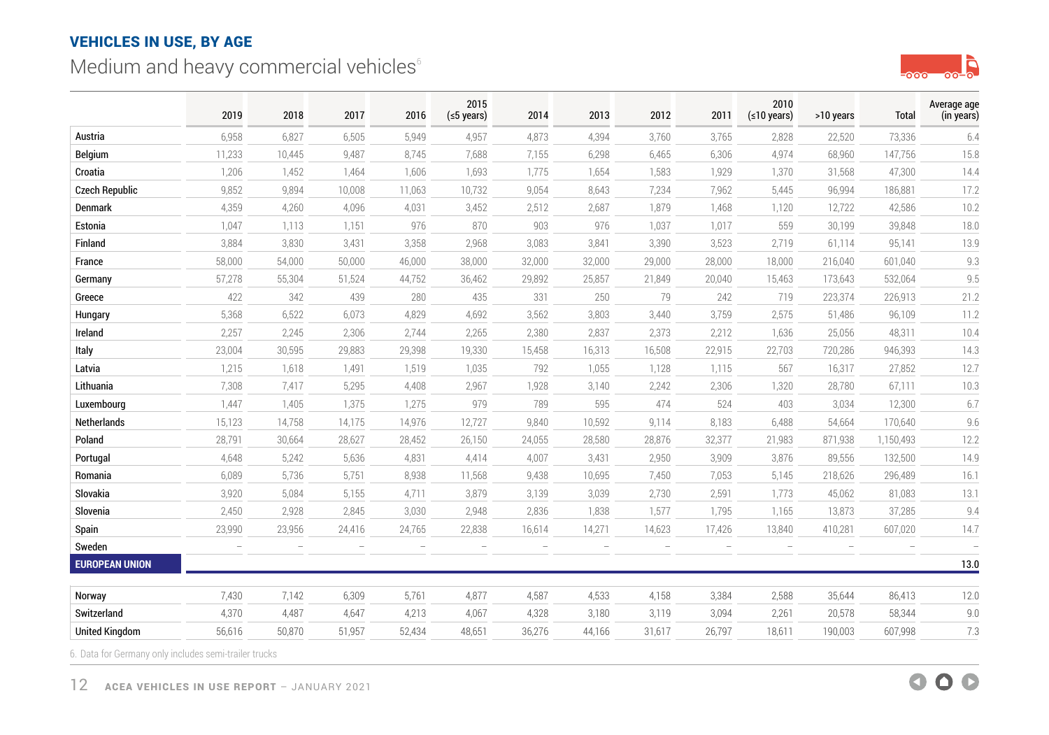## VEHICLES IN USE, BY AGE

# Medium and heavy commercial vehicles[6]

| | 2019 | 2018 | 2017 | 2016 | 2015 (≤5 years) | 2014 | 2013 | 2012 | 2011 | 2010 (≤10 years) | >10 years | Total | Average age (in years) |
|---|---|---|---|---|---|---|---|---|---|---|---|---|---|
| Austria | 6,958 | 6,827 | 6,505 | 5,949 | 4,957 | 4,873 | 4,394 | 3,760 | 3,765 | 2,828 | 22,520 | 73,336 | 6.4 |
| Belgium | 11,233 | 10,445 | 9,487 | 8,745 | 7,688 | 7,155 | 6,298 | 6,465 | 6,306 | 4,974 | 68,960 | 147,756 | 15.8 |
| Croatia | 1,206 | 1,452 | 1,464 | 1,606 | 1,693 | 1,775 | 1,654 | 1,583 | 1,929 | 1,370 | 31,568 | 47,300 | 14.4 |
| Czech Republic | 9,852 | 9,894 | 10,008 | 11,063 | 10,732 | 9,054 | 8,643 | 7,234 | 7,962 | 5,445 | 96,994 | 186,881 | 17.2 |
| Denmark | 4,359 | 4,260 | 4,096 | 4,031 | 3,452 | 2,512 | 2,687 | 1,879 | 1,468 | 1,120 | 12,722 | 42,586 | 10.2 |
| Estonia | 1,047 | 1,113 | 1,151 | 976 | 870 | 903 | 976 | 1,037 | 1,017 | 559 | 30,199 | 39,848 | 18.0 |
| Finland | 3,884 | 3,830 | 3,431 | 3,358 | 2,968 | 3,083 | 3,841 | 3,390 | 3,523 | 2,719 | 61,114 | 95,141 | 13.9 |
| France | 58,000 | 54,000 | 50,000 | 46,000 | 38,000 | 32,000 | 32,000 | 29,000 | 28,000 | 18,000 | 216,040 | 601,040 | 9.3 |
| Germany | 57,278 | 55,304 | 51,524 | 44,752 | 36,462 | 29,892 | 25,857 | 21,849 | 20,040 | 15,463 | 173,643 | 532,064 | 9.5 |
| Greece | 422 | 342 | 439 | 280 | 435 | 331 | 250 | 79 | 242 | 719 | 223,374 | 226,913 | 21.2 |
| Hungary | 5,368 | 6,522 | 6,073 | 4,829 | 4,692 | 3,562 | 3,803 | 3,440 | 3,759 | 2,575 | 51,486 | 96,109 | 11.2 |
| Ireland | 2,257 | 2,245 | 2,306 | 2,744 | 2,265 | 2,380 | 2,837 | 2,373 | 2,212 | 1,636 | 25,056 | 48,311 | 10.4 |
| Italy | 23,004 | 30,595 | 29,883 | 29,398 | 19,330 | 15,458 | 16,313 | 16,508 | 22,915 | 22,703 | 720,286 | 946,393 | 14.3 |
| Latvia | 1,215 | 1,618 | 1,491 | 1,519 | 1,035 | 792 | 1,055 | 1,128 | 1,115 | 567 | 16,317 | 27,852 | 12.7 |
| Lithuania | 7,308 | 7,417 | 5,295 | 4,408 | 2,967 | 1,928 | 3,140 | 2,242 | 2,306 | 1,320 | 28,780 | 67,111 | 10.3 |
| Luxembourg | 1,447 | 1,405 | 1,375 | 1,275 | 979 | 789 | 595 | 474 | 524 | 403 | 3,034 | 12,300 | 6.7 |
| Netherlands | 15,123 | 14,758 | 14,175 | 14,976 | 12,727 | 9,840 | 10,592 | 9,114 | 8,183 | 6,488 | 54,664 | 170,640 | 9.6 |
| Poland | 28,791 | 30,664 | 28,627 | 28,452 | 26,150 | 24,055 | 28,580 | 28,876 | 32,377 | 21,983 | 871,938 | 1,150,493 | 12.2 |
| Portugal | 4,648 | 5,242 | 5,636 | 4,831 | 4,414 | 4,007 | 3,431 | 2,950 | 3,909 | 3,876 | 89,556 | 132,500 | 14.9 |
| Romania | 6,089 | 5,736 | 5,751 | 8,938 | 11,568 | 9,438 | 10,695 | 7,450 | 7,053 | 5,145 | 218,626 | 296,489 | 16.1 |
| Slovakia | 3,920 | 5,084 | 5,155 | 4,711 | 3,879 | 3,139 | 3,039 | 2,730 | 2,591 | 1,773 | 45,062 | 81,083 | 13.1 |
| Slovenia | 2,450 | 2,928 | 2,845 | 3,030 | 2,948 | 2,836 | 1,838 | 1,577 | 1,795 | 1,165 | 13,873 | 37,285 | 9.4 |
| Spain | 23,990 | 23,956 | 24,416 | 24,765 | 22,838 | 16,614 | 14,271 | 14,623 | 17,426 | 13,840 | 410,281 | 607,020 | 14.7 |
| Sweden | – | – | – | – | – | – | – | – | – | – | – | – | – |
| **EUROPEAN UNION** | | | | | | | | | | | | | **13.0** |
| Norway | 7,430 | 7,142 | 6,309 | 5,761 | 4,877 | 4,587 | 4,533 | 4,158 | 3,384 | 2,588 | 35,644 | 86,413 | 12.0 |
| Switzerland | 4,370 | 4,487 | 4,647 | 4,213 | 4,067 | 4,328 | 3,180 | 3,119 | 3,094 | 2,261 | 20,578 | 58,344 | 9.0 |
| United Kingdom | 56,616 | 50,870 | 51,957 | 52,434 | 48,651 | 36,276 | 44,166 | 31,617 | 26,797 | 18,611 | 190,003 | 607,998 | 7.3 |

6. Data for Germany only includes semi-trailer trucks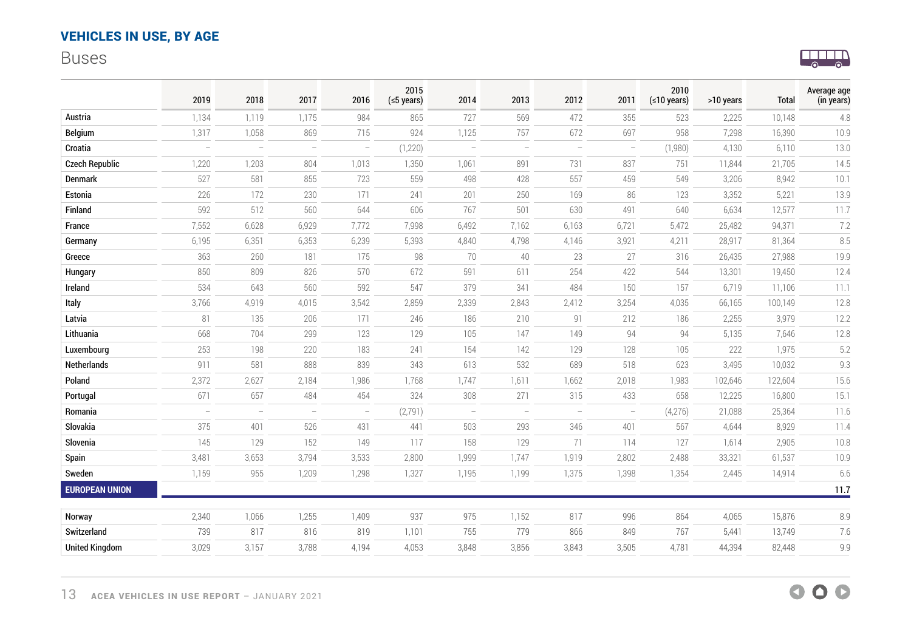## VEHICLES IN USE, BY AGE

### Buses

| | 2019 | 2018 | 2017 | 2016 | 2015 (≤5 years) | 2014 | 2013 | 2012 | 2011 | 2010 (≤10 years) | >10 years | Total | Average age (in years) |
|---|---|---|---|---|---|---|---|---|---|---|---|---|---|
| Austria | 1,134 | 1,119 | 1,175 | 984 | 865 | 727 | 569 | 472 | 355 | 523 | 2,225 | 10,148 | 4.8 |
| Belgium | 1,317 | 1,058 | 869 | 715 | 924 | 1,125 | 757 | 672 | 697 | 958 | 7,298 | 16,390 | 10.9 |
| Croatia | – | – | – | – | (1,220) | – | – | – | – | (1,980) | 4,130 | 6,110 | 13.0 |
| Czech Republic | 1,220 | 1,203 | 804 | 1,013 | 1,350 | 1,061 | 891 | 731 | 837 | 751 | 11,844 | 21,705 | 14.5 |
| Denmark | 527 | 581 | 855 | 723 | 559 | 498 | 428 | 557 | 459 | 549 | 3,206 | 8,942 | 10.1 |
| Estonia | 226 | 172 | 230 | 171 | 241 | 201 | 250 | 169 | 86 | 123 | 3,352 | 5,221 | 13.9 |
| Finland | 592 | 512 | 560 | 644 | 606 | 767 | 501 | 630 | 491 | 640 | 6,634 | 12,577 | 11.7 |
| France | 7,552 | 6,628 | 6,929 | 7,772 | 7,998 | 6,492 | 7,162 | 6,163 | 6,721 | 5,472 | 25,482 | 94,371 | 7.2 |
| Germany | 6,195 | 6,351 | 6,353 | 6,239 | 5,393 | 4,840 | 4,798 | 4,146 | 3,921 | 4,211 | 28,917 | 81,364 | 8.5 |
| Greece | 363 | 260 | 181 | 175 | 98 | 70 | 40 | 23 | 27 | 316 | 26,435 | 27,988 | 19.9 |
| Hungary | 850 | 809 | 826 | 570 | 672 | 591 | 611 | 254 | 422 | 544 | 13,301 | 19,450 | 12.4 |
| Ireland | 534 | 643 | 560 | 592 | 547 | 379 | 341 | 484 | 150 | 157 | 6,719 | 11,106 | 11.1 |
| Italy | 3,766 | 4,919 | 4,015 | 3,542 | 2,859 | 2,339 | 2,843 | 2,412 | 3,254 | 4,035 | 66,165 | 100,149 | 12.8 |
| Latvia | 81 | 135 | 206 | 171 | 246 | 186 | 210 | 91 | 212 | 186 | 2,255 | 3,979 | 12.2 |
| Lithuania | 668 | 704 | 299 | 123 | 129 | 105 | 147 | 149 | 94 | 94 | 5,135 | 7,646 | 12.8 |
| Luxembourg | 253 | 198 | 220 | 183 | 241 | 154 | 142 | 129 | 128 | 105 | 222 | 1,975 | 5.2 |
| Netherlands | 911 | 581 | 888 | 839 | 343 | 613 | 532 | 689 | 518 | 623 | 3,495 | 10,032 | 9.3 |
| Poland | 2,372 | 2,627 | 2,184 | 1,986 | 1,768 | 1,747 | 1,611 | 1,662 | 2,018 | 1,983 | 102,646 | 122,604 | 15.6 |
| Portugal | 671 | 657 | 484 | 454 | 324 | 308 | 271 | 315 | 433 | 658 | 12,225 | 16,800 | 15.1 |
| Romania | – | – | – | – | (2,791) | – | – | – | – | (4,276) | 21,088 | 25,364 | 11.6 |
| Slovakia | 375 | 401 | 526 | 431 | 441 | 503 | 293 | 346 | 401 | 567 | 4,644 | 8,929 | 11.4 |
| Slovenia | 145 | 129 | 152 | 149 | 117 | 158 | 129 | 71 | 114 | 127 | 1,614 | 2,905 | 10.8 |
| Spain | 3,481 | 3,653 | 3,794 | 3,533 | 2,800 | 1,999 | 1,747 | 1,919 | 2,802 | 2,488 | 33,321 | 61,537 | 10.9 |
| Sweden | 1,159 | 955 | 1,209 | 1,298 | 1,327 | 1,195 | 1,199 | 1,375 | 1,398 | 1,354 | 2,445 | 14,914 | 6.6 |
| **EUROPEAN UNION** | | | | | | | | | | | | | **11.7** |
| Norway | 2,340 | 1,066 | 1,255 | 1,409 | 937 | 975 | 1,152 | 817 | 996 | 864 | 4,065 | 15,876 | 8.9 |
| Switzerland | 739 | 817 | 816 | 819 | 1,101 | 755 | 779 | 866 | 849 | 767 | 5,441 | 13,749 | 7.6 |
| United Kingdom | 3,029 | 3,157 | 3,788 | 4,194 | 4,053 | 3,848 | 3,856 | 3,843 | 3,505 | 4,781 | 44,394 | 82,448 | 9.9 |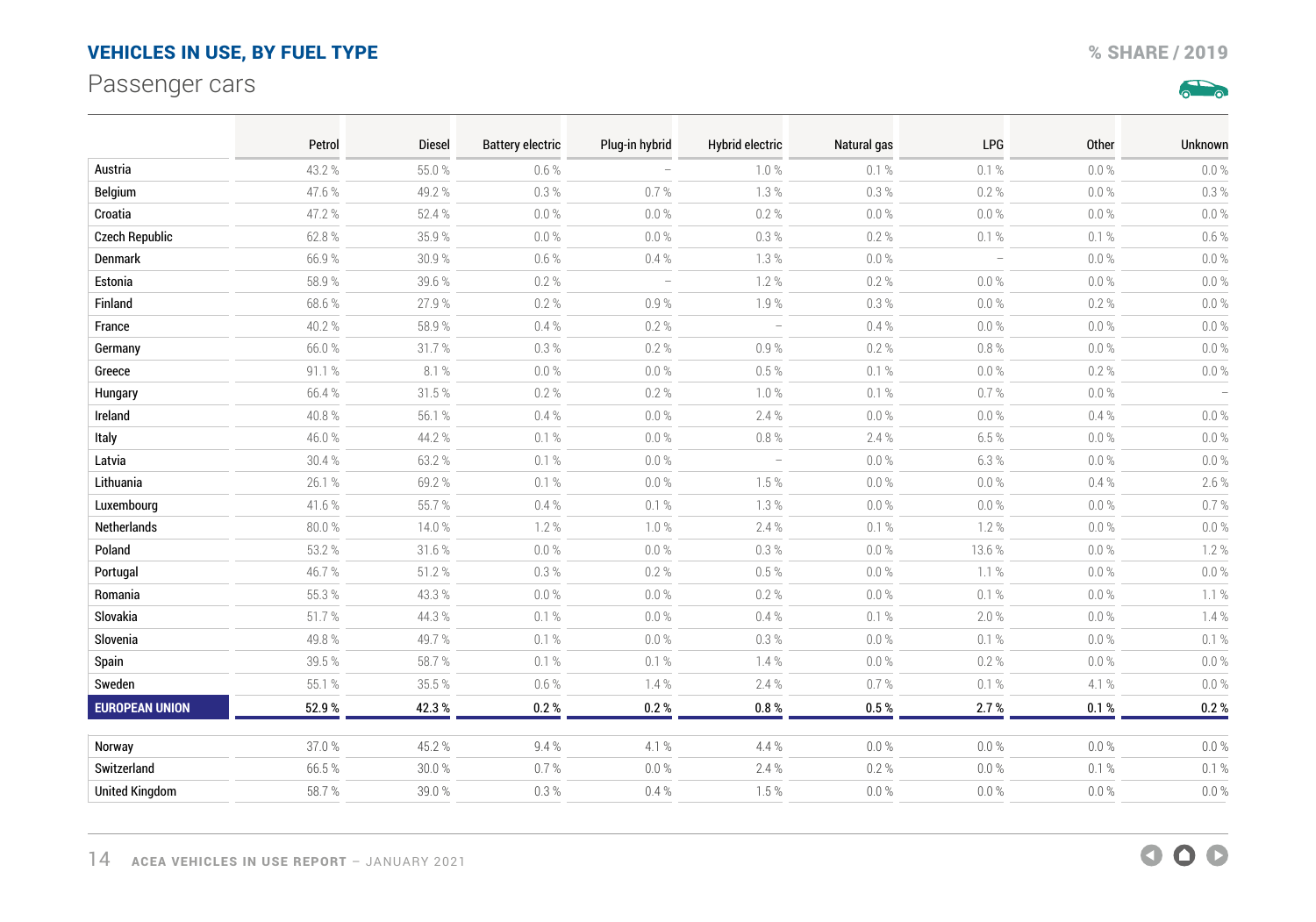## VEHICLES IN USE, BY FUEL TYPE

Passenger cars

% SHARE / 2019

| | Petrol | Diesel | Battery electric | Plug-in hybrid | Hybrid electric | Natural gas | LPG | Other | Unknown |
|---|---|---|---|---|---|---|---|---|---|
| Austria | 43.2 % | 55.0 % | 0.6 % | – | 1.0 % | 0.1 % | 0.1 % | 0.0 % | 0.0 % |
| Belgium | 47.6 % | 49.2 % | 0.3 % | 0.7 % | 1.3 % | 0.3 % | 0.2 % | 0.0 % | 0.3 % |
| Croatia | 47.2 % | 52.4 % | 0.0 % | 0.0 % | 0.2 % | 0.0 % | 0.0 % | 0.0 % | 0.0 % |
| Czech Republic | 62.8 % | 35.9 % | 0.0 % | 0.0 % | 0.3 % | 0.2 % | 0.1 % | 0.1 % | 0.6 % |
| Denmark | 66.9 % | 30.9 % | 0.6 % | 0.4 % | 1.3 % | 0.0 % | – | 0.0 % | 0.0 % |
| Estonia | 58.9 % | 39.6 % | 0.2 % | – | 1.2 % | 0.2 % | 0.0 % | 0.0 % | 0.0 % |
| Finland | 68.6 % | 27.9 % | 0.2 % | 0.9 % | 1.9 % | 0.3 % | 0.0 % | 0.2 % | 0.0 % |
| France | 40.2 % | 58.9 % | 0.4 % | 0.2 % | – | 0.4 % | 0.0 % | 0.0 % | 0.0 % |
| Germany | 66.0 % | 31.7 % | 0.3 % | 0.2 % | 0.9 % | 0.2 % | 0.8 % | 0.0 % | 0.0 % |
| Greece | 91.1 % | 8.1 % | 0.0 % | 0.0 % | 0.5 % | 0.1 % | 0.0 % | 0.2 % | 0.0 % |
| Hungary | 66.4 % | 31.5 % | 0.2 % | 0.2 % | 1.0 % | 0.1 % | 0.7 % | 0.0 % | – |
| Ireland | 40.8 % | 56.1 % | 0.4 % | 0.0 % | 2.4 % | 0.0 % | 0.0 % | 0.4 % | 0.0 % |
| Italy | 46.0 % | 44.2 % | 0.1 % | 0.0 % | 0.8 % | 2.4 % | 6.5 % | 0.0 % | 0.0 % |
| Latvia | 30.4 % | 63.2 % | 0.1 % | 0.0 % | – | 0.0 % | 6.3 % | 0.0 % | 0.0 % |
| Lithuania | 26.1 % | 69.2 % | 0.1 % | 0.0 % | 1.5 % | 0.0 % | 0.0 % | 0.4 % | 2.6 % |
| Luxembourg | 41.6 % | 55.7 % | 0.4 % | 0.1 % | 1.3 % | 0.0 % | 0.0 % | 0.0 % | 0.7 % |
| Netherlands | 80.0 % | 14.0 % | 1.2 % | 1.0 % | 2.4 % | 0.1 % | 1.2 % | 0.0 % | 0.0 % |
| Poland | 53.2 % | 31.6 % | 0.0 % | 0.0 % | 0.3 % | 0.0 % | 13.6 % | 0.0 % | 1.2 % |
| Portugal | 46.7 % | 51.2 % | 0.3 % | 0.2 % | 0.5 % | 0.0 % | 1.1 % | 0.0 % | 0.0 % |
| Romania | 55.3 % | 43.3 % | 0.0 % | 0.0 % | 0.2 % | 0.0 % | 0.1 % | 0.0 % | 1.1 % |
| Slovakia | 51.7 % | 44.3 % | 0.1 % | 0.0 % | 0.4 % | 0.1 % | 2.0 % | 0.0 % | 1.4 % |
| Slovenia | 49.8 % | 49.7 % | 0.1 % | 0.0 % | 0.3 % | 0.0 % | 0.1 % | 0.0 % | 0.1 % |
| Spain | 39.5 % | 58.7 % | 0.1 % | 0.1 % | 1.4 % | 0.0 % | 0.2 % | 0.0 % | 0.0 % |
| Sweden | 55.1 % | 35.5 % | 0.6 % | 1.4 % | 2.4 % | 0.7 % | 0.1 % | 4.1 % | 0.0 % |
| **EUROPEAN UNION** | **52.9 %** | **42.3 %** | **0.2 %** | **0.2 %** | **0.8 %** | **0.5 %** | **2.7 %** | **0.1 %** | **0.2 %** |
| Norway | 37.0 % | 45.2 % | 9.4 % | 4.1 % | 4.4 % | 0.0 % | 0.0 % | 0.0 % | 0.0 % |
| Switzerland | 66.5 % | 30.0 % | 0.7 % | 0.0 % | 2.4 % | 0.2 % | 0.0 % | 0.1 % | 0.1 % |
| United Kingdom | 58.7 % | 39.0 % | 0.3 % | 0.4 % | 1.5 % | 0.0 % | 0.0 % | 0.0 % | 0.0 % |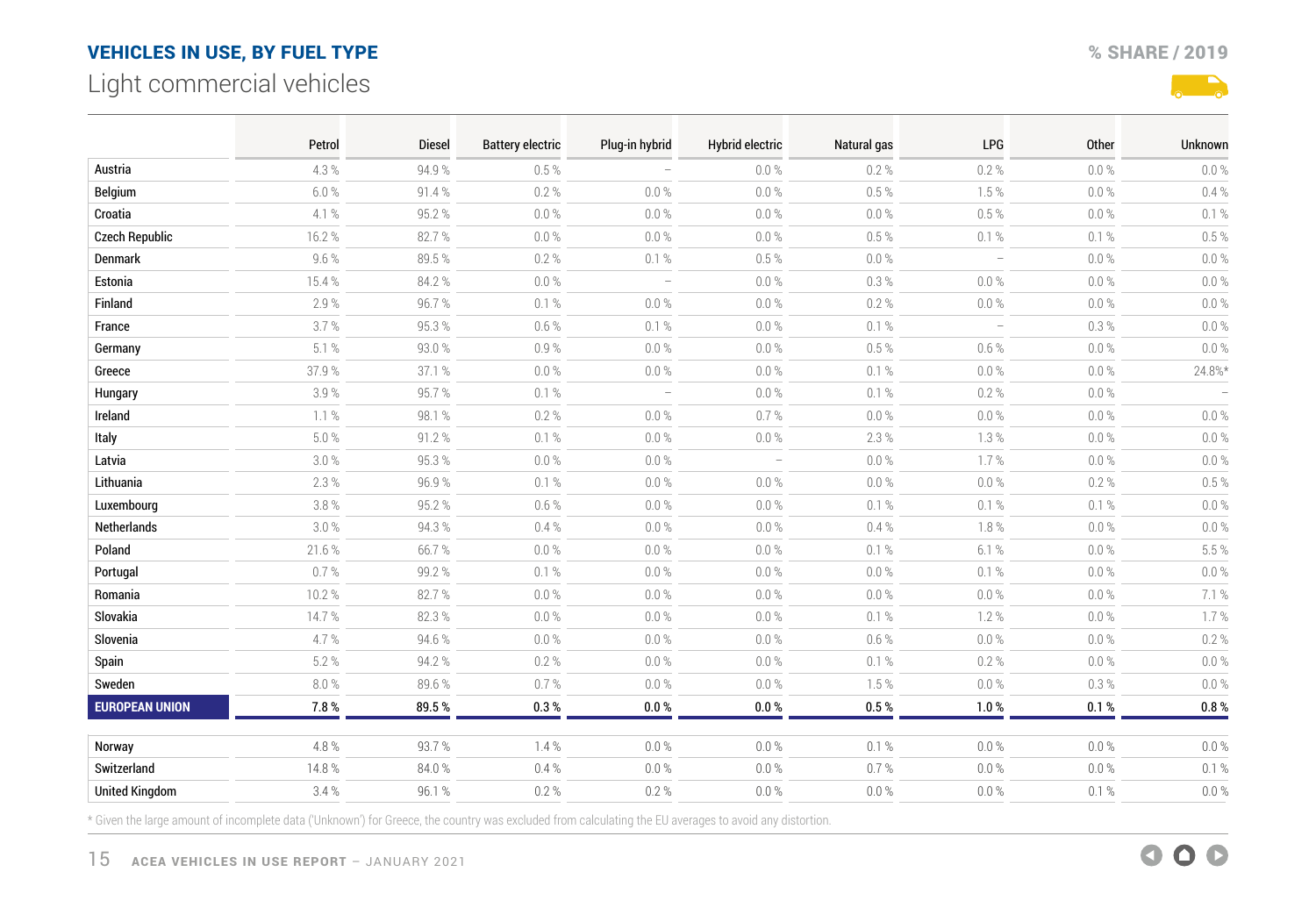## VEHICLES IN USE, BY FUEL TYPE

### Light commercial vehicles

% SHARE / 2019

| | Petrol | Diesel | Battery electric | Plug-in hybrid | Hybrid electric | Natural gas | LPG | Other | Unknown |
|---|---|---|---|---|---|---|---|---|---|
| Austria | 4.3 % | 94.9 % | 0.5 % | – | 0.0 % | 0.2 % | 0.2 % | 0.0 % | 0.0 % |
| Belgium | 6.0 % | 91.4 % | 0.2 % | 0.0 % | 0.0 % | 0.5 % | 1.5 % | 0.0 % | 0.4 % |
| Croatia | 4.1 % | 95.2 % | 0.0 % | 0.0 % | 0.0 % | 0.0 % | 0.5 % | 0.0 % | 0.1 % |
| Czech Republic | 16.2 % | 82.7 % | 0.0 % | 0.0 % | 0.0 % | 0.5 % | 0.1 % | 0.1 % | 0.5 % |
| Denmark | 9.6 % | 89.5 % | 0.2 % | 0.1 % | 0.5 % | 0.0 % | – | 0.0 % | 0.0 % |
| Estonia | 15.4 % | 84.2 % | 0.0 % | – | 0.0 % | 0.3 % | 0.0 % | 0.0 % | 0.0 % |
| Finland | 2.9 % | 96.7 % | 0.1 % | 0.0 % | 0.0 % | 0.2 % | 0.0 % | 0.0 % | 0.0 % |
| France | 3.7 % | 95.3 % | 0.6 % | 0.1 % | 0.0 % | 0.1 % | – | 0.3 % | 0.0 % |
| Germany | 5.1 % | 93.0 % | 0.9 % | 0.0 % | 0.0 % | 0.5 % | 0.6 % | 0.0 % | 0.0 % |
| Greece | 37.9 % | 37.1 % | 0.0 % | 0.0 % | 0.0 % | 0.1 % | 0.0 % | 0.0 % | 24.8%* |
| Hungary | 3.9 % | 95.7 % | 0.1 % | – | 0.0 % | 0.1 % | 0.2 % | 0.0 % | – |
| Ireland | 1.1 % | 98.1 % | 0.2 % | 0.0 % | 0.7 % | 0.0 % | 0.0 % | 0.0 % | 0.0 % |
| Italy | 5.0 % | 91.2 % | 0.1 % | 0.0 % | 0.0 % | 2.3 % | 1.3 % | 0.0 % | 0.0 % |
| Latvia | 3.0 % | 95.3 % | 0.0 % | 0.0 % | – | 0.0 % | 1.7 % | 0.0 % | 0.0 % |
| Lithuania | 2.3 % | 96.9 % | 0.1 % | 0.0 % | 0.0 % | 0.0 % | 0.0 % | 0.2 % | 0.5 % |
| Luxembourg | 3.8 % | 95.2 % | 0.6 % | 0.0 % | 0.0 % | 0.1 % | 0.1 % | 0.1 % | 0.0 % |
| Netherlands | 3.0 % | 94.3 % | 0.4 % | 0.0 % | 0.0 % | 0.4 % | 1.8 % | 0.0 % | 0.0 % |
| Poland | 21.6 % | 66.7 % | 0.0 % | 0.0 % | 0.0 % | 0.1 % | 6.1 % | 0.0 % | 5.5 % |
| Portugal | 0.7 % | 99.2 % | 0.1 % | 0.0 % | 0.0 % | 0.0 % | 0.1 % | 0.0 % | 0.0 % |
| Romania | 10.2 % | 82.7 % | 0.0 % | 0.0 % | 0.0 % | 0.0 % | 0.0 % | 0.0 % | 7.1 % |
| Slovakia | 14.7 % | 82.3 % | 0.0 % | 0.0 % | 0.0 % | 0.1 % | 1.2 % | 0.0 % | 1.7 % |
| Slovenia | 4.7 % | 94.6 % | 0.0 % | 0.0 % | 0.0 % | 0.6 % | 0.0 % | 0.0 % | 0.2 % |
| Spain | 5.2 % | 94.2 % | 0.2 % | 0.0 % | 0.0 % | 0.1 % | 0.2 % | 0.0 % | 0.0 % |
| Sweden | 8.0 % | 89.6 % | 0.7 % | 0.0 % | 0.0 % | 1.5 % | 0.0 % | 0.3 % | 0.0 % |
| **EUROPEAN UNION** | **7.8 %** | **89.5 %** | **0.3 %** | **0.0 %** | **0.0 %** | **0.5 %** | **1.0 %** | **0.1 %** | **0.8 %** |
| Norway | 4.8 % | 93.7 % | 1.4 % | 0.0 % | 0.0 % | 0.1 % | 0.0 % | 0.0 % | 0.0 % |
| Switzerland | 14.8 % | 84.0 % | 0.4 % | 0.0 % | 0.0 % | 0.7 % | 0.0 % | 0.0 % | 0.1 % |
| United Kingdom | 3.4 % | 96.1 % | 0.2 % | 0.2 % | 0.0 % | 0.0 % | 0.0 % | 0.1 % | 0.0 % |

* Given the large amount of incomplete data ('Unknown') for Greece, the country was excluded from calculating the EU averages to avoid any distortion.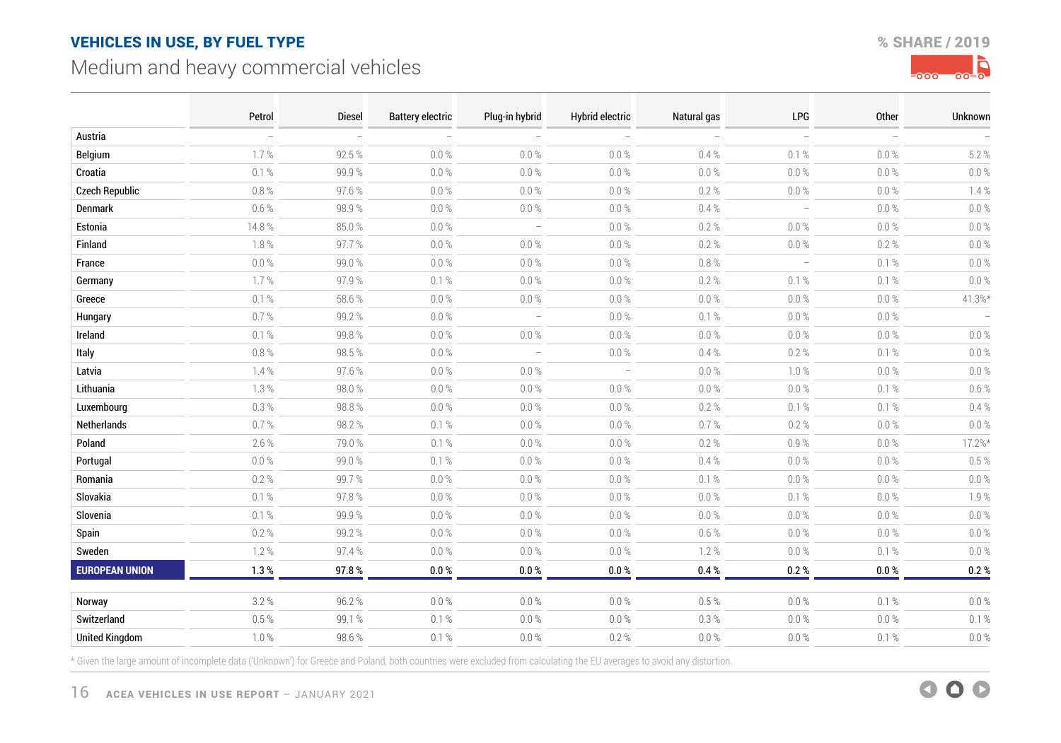## VEHICLES IN USE, BY FUEL TYPE

Medium and heavy commercial vehicles

% SHARE / 2019

| | Petrol | Diesel | Battery electric | Plug-in hybrid | Hybrid electric | Natural gas | LPG | Other | Unknown |
|---|---|---|---|---|---|---|---|---|---|
| Austria | – | – | – | – | – | – | – | – | – |
| Belgium | 1.7 % | 92.5 % | 0.0 % | 0.0 % | 0.0 % | 0.4 % | 0.1 % | 0.0 % | 5.2 % |
| Croatia | 0.1 % | 99.9 % | 0.0 % | 0.0 % | 0.0 % | 0.0 % | 0.0 % | 0.0 % | 0.0 % |
| Czech Republic | 0.8 % | 97.6 % | 0.0 % | 0.0 % | 0.0 % | 0.2 % | 0.0 % | 0.0 % | 1.4 % |
| Denmark | 0.6 % | 98.9 % | 0.0 % | 0.0 % | 0.0 % | 0.4 % | – | 0.0 % | 0.0 % |
| Estonia | 14.8 % | 85.0 % | 0.0 % | – | 0.0 % | 0.2 % | 0.0 % | 0.0 % | 0.0 % |
| Finland | 1.8 % | 97.7 % | 0.0 % | 0.0 % | 0.0 % | 0.2 % | 0.0 % | 0.2 % | 0.0 % |
| France | 0.0 % | 99.0 % | 0.0 % | 0.0 % | 0.0 % | 0.8 % | – | 0.1 % | 0.0 % |
| Germany | 1.7 % | 97.9 % | 0.1 % | 0.0 % | 0.0 % | 0.2 % | 0.1 % | 0.1 % | 0.0 % |
| Greece | 0.1 % | 58.6 % | 0.0 % | 0.0 % | 0.0 % | 0.0 % | 0.0 % | 0.0 % | 41.3%* |
| Hungary | 0.7 % | 99.2 % | 0.0 % | – | 0.0 % | 0.1 % | 0.0 % | 0.0 % | – |
| Ireland | 0.1 % | 99.8 % | 0.0 % | 0.0 % | 0.0 % | 0.0 % | 0.0 % | 0.0 % | 0.0 % |
| Italy | 0.8 % | 98.5 % | 0.0 % | – | 0.0 % | 0.4 % | 0.2 % | 0.1 % | 0.0 % |
| Latvia | 1.4 % | 97.6 % | 0.0 % | 0.0 % | – | 0.0 % | 1.0 % | 0.0 % | 0.0 % |
| Lithuania | 1.3 % | 98.0 % | 0.0 % | 0.0 % | 0.0 % | 0.0 % | 0.0 % | 0.1 % | 0.6 % |
| Luxembourg | 0.3 % | 98.8 % | 0.0 % | 0.0 % | 0.0 % | 0.2 % | 0.1 % | 0.1 % | 0.4 % |
| Netherlands | 0.7 % | 98.2 % | 0.1 % | 0.0 % | 0.0 % | 0.7 % | 0.2 % | 0.0 % | 0.0 % |
| Poland | 2.6 % | 79.0 % | 0.1 % | 0.0 % | 0.0 % | 0.2 % | 0.9 % | 0.0 % | 17.2%* |
| Portugal | 0.0 % | 99.0 % | 0.1 % | 0.0 % | 0.0 % | 0.4 % | 0.0 % | 0.0 % | 0.5 % |
| Romania | 0.2 % | 99.7 % | 0.0 % | 0.0 % | 0.0 % | 0.1 % | 0.0 % | 0.0 % | 0.0 % |
| Slovakia | 0.1 % | 97.8 % | 0.0 % | 0.0 % | 0.0 % | 0.0 % | 0.1 % | 0.0 % | 1.9 % |
| Slovenia | 0.1 % | 99.9 % | 0.0 % | 0.0 % | 0.0 % | 0.0 % | 0.0 % | 0.0 % | 0.0 % |
| Spain | 0.2 % | 99.2 % | 0.0 % | 0.0 % | 0.0 % | 0.6 % | 0.0 % | 0.0 % | 0.0 % |
| Sweden | 1.2 % | 97.4 % | 0.0 % | 0.0 % | 0.0 % | 1.2 % | 0.0 % | 0.1 % | 0.0 % |
| **EUROPEAN UNION** | **1.3 %** | **97.8 %** | **0.0 %** | **0.0 %** | **0.0 %** | **0.4 %** | **0.2 %** | **0.0 %** | **0.2 %** |
| Norway | 3.2 % | 96.2 % | 0.0 % | 0.0 % | 0.0 % | 0.5 % | 0.0 % | 0.1 % | 0.0 % |
| Switzerland | 0.5 % | 99.1 % | 0.1 % | 0.0 % | 0.0 % | 0.3 % | 0.0 % | 0.0 % | 0.1 % |
| United Kingdom | 1.0 % | 98.6 % | 0.1 % | 0.0 % | 0.2 % | 0.0 % | 0.0 % | 0.1 % | 0.0 % |

* Given the large amount of incomplete data ('Unknown') for Greece and Poland, both countries were excluded from calculating the EU averages to avoid any distortion.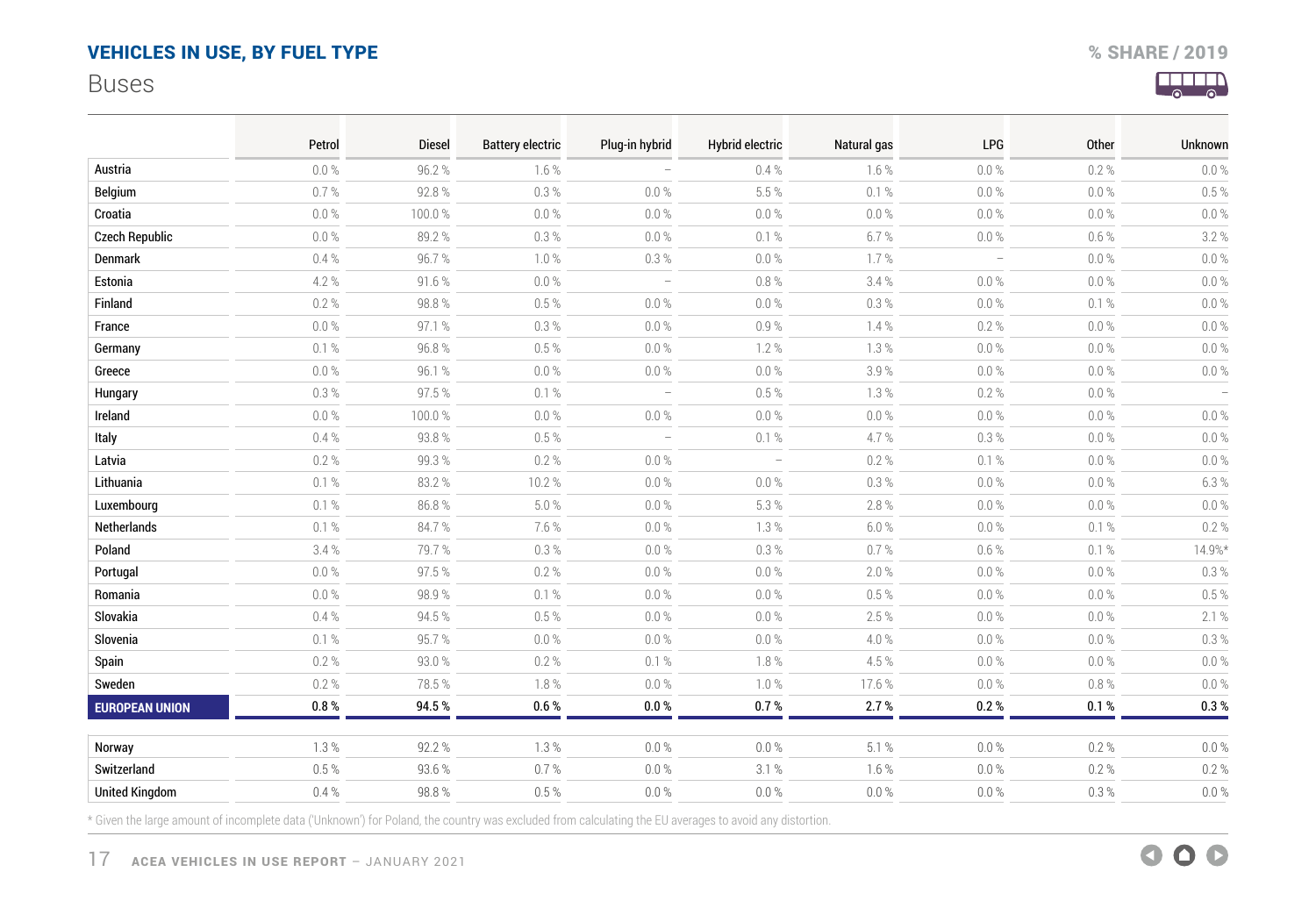# VEHICLES IN USE, BY FUEL TYPE

## Buses

% SHARE / 2019

| | Petrol | Diesel | Battery electric | Plug-in hybrid | Hybrid electric | Natural gas | LPG | Other | Unknown |
|---|---|---|---|---|---|---|---|---|---|
| Austria | 0.0 % | 96.2 % | 1.6 % | – | 0.4 % | 1.6 % | 0.0 % | 0.2 % | 0.0 % |
| Belgium | 0.7 % | 92.8 % | 0.3 % | 0.0 % | 5.5 % | 0.1 % | 0.0 % | 0.0 % | 0.5 % |
| Croatia | 0.0 % | 100.0 % | 0.0 % | 0.0 % | 0.0 % | 0.0 % | 0.0 % | 0.0 % | 0.0 % |
| Czech Republic | 0.0 % | 89.2 % | 0.3 % | 0.0 % | 0.1 % | 6.7 % | 0.0 % | 0.6 % | 3.2 % |
| Denmark | 0.4 % | 96.7 % | 1.0 % | 0.3 % | 0.0 % | 1.7 % | – | 0.0 % | 0.0 % |
| Estonia | 4.2 % | 91.6 % | 0.0 % | – | 0.8 % | 3.4 % | 0.0 % | 0.0 % | 0.0 % |
| Finland | 0.2 % | 98.8 % | 0.5 % | 0.0 % | 0.0 % | 0.3 % | 0.0 % | 0.1 % | 0.0 % |
| France | 0.0 % | 97.1 % | 0.3 % | 0.0 % | 0.9 % | 1.4 % | 0.2 % | 0.0 % | 0.0 % |
| Germany | 0.1 % | 96.8 % | 0.5 % | 0.0 % | 1.2 % | 1.3 % | 0.0 % | 0.0 % | 0.0 % |
| Greece | 0.0 % | 96.1 % | 0.0 % | 0.0 % | 0.0 % | 3.9 % | 0.0 % | 0.0 % | 0.0 % |
| Hungary | 0.3 % | 97.5 % | 0.1 % | – | 0.5 % | 1.3 % | 0.2 % | 0.0 % | – |
| Ireland | 0.0 % | 100.0 % | 0.0 % | 0.0 % | 0.0 % | 0.0 % | 0.0 % | 0.0 % | 0.0 % |
| Italy | 0.4 % | 93.8 % | 0.5 % | – | 0.1 % | 4.7 % | 0.3 % | 0.0 % | 0.0 % |
| Latvia | 0.2 % | 99.3 % | 0.2 % | 0.0 % | – | 0.2 % | 0.1 % | 0.0 % | 0.0 % |
| Lithuania | 0.1 % | 83.2 % | 10.2 % | 0.0 % | 0.0 % | 0.3 % | 0.0 % | 0.0 % | 6.3 % |
| Luxembourg | 0.1 % | 86.8 % | 5.0 % | 0.0 % | 5.3 % | 2.8 % | 0.0 % | 0.0 % | 0.0 % |
| Netherlands | 0.1 % | 84.7 % | 7.6 % | 0.0 % | 1.3 % | 6.0 % | 0.0 % | 0.1 % | 0.2 % |
| Poland | 3.4 % | 79.7 % | 0.3 % | 0.0 % | 0.3 % | 0.7 % | 0.6 % | 0.1 % | 14.9%* |
| Portugal | 0.0 % | 97.5 % | 0.2 % | 0.0 % | 0.0 % | 2.0 % | 0.0 % | 0.0 % | 0.3 % |
| Romania | 0.0 % | 98.9 % | 0.1 % | 0.0 % | 0.0 % | 0.5 % | 0.0 % | 0.0 % | 0.5 % |
| Slovakia | 0.4 % | 94.5 % | 0.5 % | 0.0 % | 0.0 % | 2.5 % | 0.0 % | 0.0 % | 2.1 % |
| Slovenia | 0.1 % | 95.7 % | 0.0 % | 0.0 % | 0.0 % | 4.0 % | 0.0 % | 0.0 % | 0.3 % |
| Spain | 0.2 % | 93.0 % | 0.2 % | 0.1 % | 1.8 % | 4.5 % | 0.0 % | 0.0 % | 0.0 % |
| Sweden | 0.2 % | 78.5 % | 1.8 % | 0.0 % | 1.0 % | 17.6 % | 0.0 % | 0.8 % | 0.0 % |
| **EUROPEAN UNION** | **0.8 %** | **94.5 %** | **0.6 %** | **0.0 %** | **0.7 %** | **2.7 %** | **0.2 %** | **0.1 %** | **0.3 %** |
| Norway | 1.3 % | 92.2 % | 1.3 % | 0.0 % | 0.0 % | 5.1 % | 0.0 % | 0.2 % | 0.0 % |
| Switzerland | 0.5 % | 93.6 % | 0.7 % | 0.0 % | 3.1 % | 1.6 % | 0.0 % | 0.2 % | 0.2 % |
| United Kingdom | 0.4 % | 98.8 % | 0.5 % | 0.0 % | 0.0 % | 0.0 % | 0.0 % | 0.3 % | 0.0 % |

* Given the large amount of incomplete data ('Unknown') for Poland, the country was excluded from calculating the EU averages to avoid any distortion.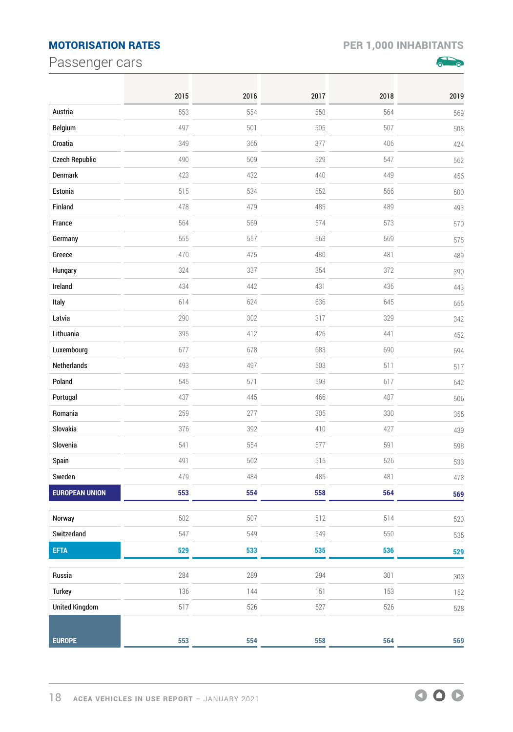## MOTORISATION RATES

### Passenger cars

PER 1,000 INHABITANTS

| | 2015 | 2016 | 2017 | 2018 | 2019 |
|---|---|---|---|---|---|
| Austria | 553 | 554 | 558 | 564 | 569 |
| Belgium | 497 | 501 | 505 | 507 | 508 |
| Croatia | 349 | 365 | 377 | 406 | 424 |
| Czech Republic | 490 | 509 | 529 | 547 | 562 |
| Denmark | 423 | 432 | 440 | 449 | 456 |
| Estonia | 515 | 534 | 552 | 566 | 600 |
| Finland | 478 | 479 | 485 | 489 | 493 |
| France | 564 | 569 | 574 | 573 | 570 |
| Germany | 555 | 557 | 563 | 569 | 575 |
| Greece | 470 | 475 | 480 | 481 | 489 |
| Hungary | 324 | 337 | 354 | 372 | 390 |
| Ireland | 434 | 442 | 431 | 436 | 443 |
| Italy | 614 | 624 | 636 | 645 | 655 |
| Latvia | 290 | 302 | 317 | 329 | 342 |
| Lithuania | 395 | 412 | 426 | 441 | 452 |
| Luxembourg | 677 | 678 | 683 | 690 | 694 |
| Netherlands | 493 | 497 | 503 | 511 | 517 |
| Poland | 545 | 571 | 593 | 617 | 642 |
| Portugal | 437 | 445 | 466 | 487 | 506 |
| Romania | 259 | 277 | 305 | 330 | 355 |
| Slovakia | 376 | 392 | 410 | 427 | 439 |
| Slovenia | 541 | 554 | 577 | 591 | 598 |
| Spain | 491 | 502 | 515 | 526 | 533 |
| Sweden | 479 | 484 | 485 | 481 | 478 |
| **EUROPEAN UNION** | **553** | **554** | **558** | **564** | **569** |
| Norway | 502 | 507 | 512 | 514 | 520 |
| Switzerland | 547 | 549 | 549 | 550 | 535 |
| **EFTA** | **529** | **533** | **535** | **536** | **529** |
| Russia | 284 | 289 | 294 | 301 | 303 |
| Turkey | 136 | 144 | 151 | 153 | 152 |
| United Kingdom | 517 | 526 | 527 | 526 | 528 |
| **EUROPE** | **553** | **554** | **558** | **564** | **569** |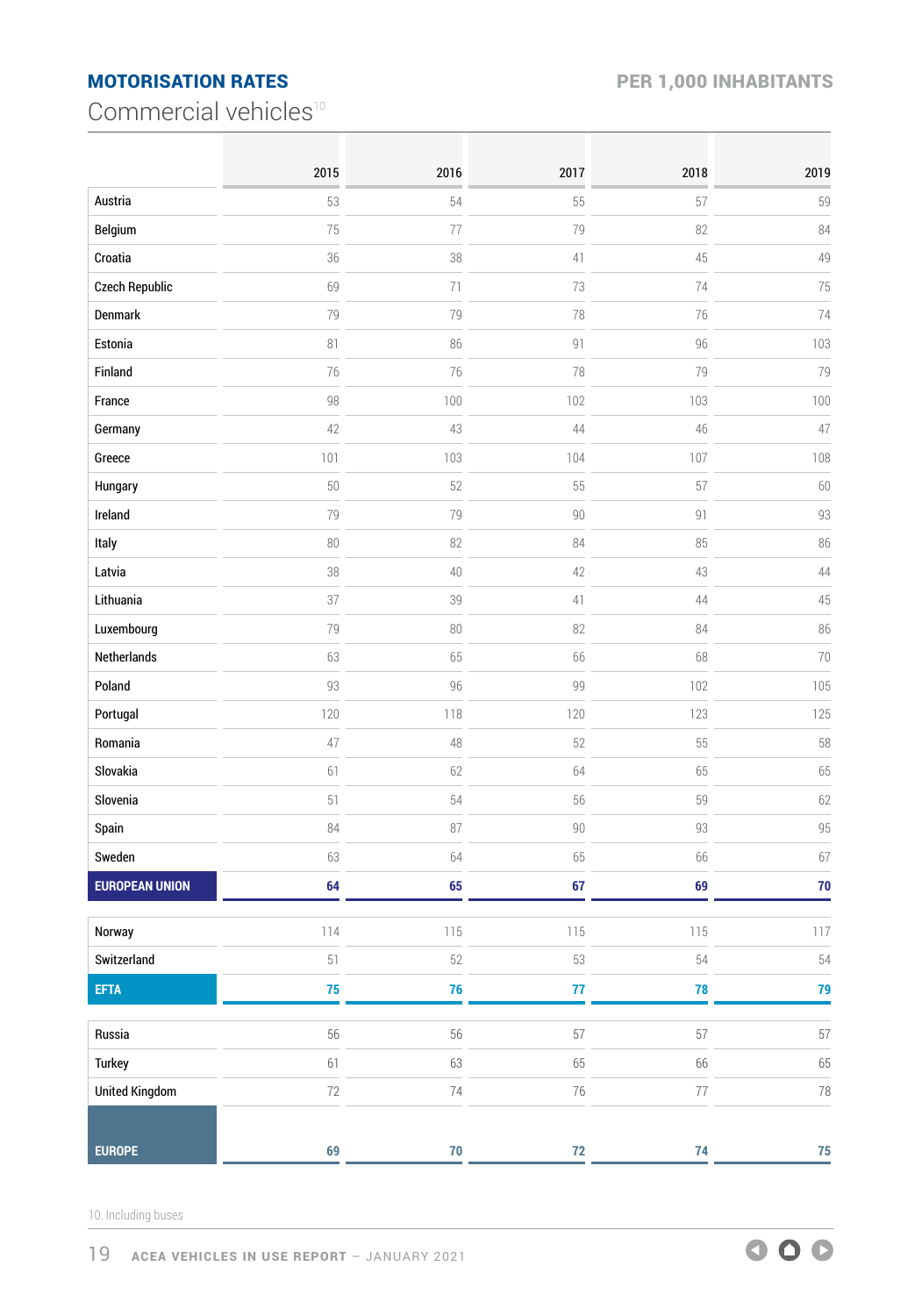## MOTORISATION RATES

PER 1,000 INHABITANTS

# Commercial vehicles[10]

| | 2015 | 2016 | 2017 | 2018 | 2019 |
|---|---|---|---|---|---|
| Austria | 53 | 54 | 55 | 57 | 59 |
| Belgium | 75 | 77 | 79 | 82 | 84 |
| Croatia | 36 | 38 | 41 | 45 | 49 |
| Czech Republic | 69 | 71 | 73 | 74 | 75 |
| Denmark | 79 | 79 | 78 | 76 | 74 |
| Estonia | 81 | 86 | 91 | 96 | 103 |
| Finland | 76 | 76 | 78 | 79 | 79 |
| France | 98 | 100 | 102 | 103 | 100 |
| Germany | 42 | 43 | 44 | 46 | 47 |
| Greece | 101 | 103 | 104 | 107 | 108 |
| Hungary | 50 | 52 | 55 | 57 | 60 |
| Ireland | 79 | 79 | 90 | 91 | 93 |
| Italy | 80 | 82 | 84 | 85 | 86 |
| Latvia | 38 | 40 | 42 | 43 | 44 |
| Lithuania | 37 | 39 | 41 | 44 | 45 |
| Luxembourg | 79 | 80 | 82 | 84 | 86 |
| Netherlands | 63 | 65 | 66 | 68 | 70 |
| Poland | 93 | 96 | 99 | 102 | 105 |
| Portugal | 120 | 118 | 120 | 123 | 125 |
| Romania | 47 | 48 | 52 | 55 | 58 |
| Slovakia | 61 | 62 | 64 | 65 | 65 |
| Slovenia | 51 | 54 | 56 | 59 | 62 |
| Spain | 84 | 87 | 90 | 93 | 95 |
| Sweden | 63 | 64 | 65 | 66 | 67 |
| **EUROPEAN UNION** | **64** | **65** | **67** | **69** | **70** |
| Norway | 114 | 115 | 115 | 115 | 117 |
| Switzerland | 51 | 52 | 53 | 54 | 54 |
| **EFTA** | **75** | **76** | **77** | **78** | **79** |
| Russia | 56 | 56 | 57 | 57 | 57 |
| Turkey | 61 | 63 | 65 | 66 | 65 |
| United Kingdom | 72 | 74 | 76 | 77 | 78 |
| **EUROPE** | **69** | **70** | **72** | **74** | **75** |

10. Including buses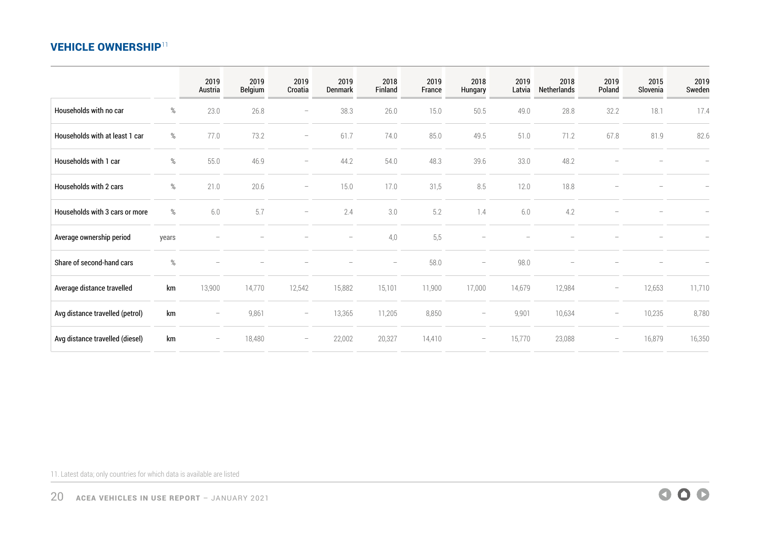## VEHICLE OWNERSHIP[11]

| | | 2019 Austria | 2019 Belgium | 2019 Croatia | 2019 Denmark | 2018 Finland | 2019 France | 2018 Hungary | 2019 Latvia | 2018 Netherlands | 2019 Poland | 2015 Slovenia | 2019 Sweden |
|---|---|---|---|---|---|---|---|---|---|---|---|---|---|
| Households with no car | % | 23.0 | 26.8 | – | 38.3 | 26.0 | 15.0 | 50.5 | 49.0 | 28.8 | 32.2 | 18.1 | 17.4 |
| Households with at least 1 car | % | 77.0 | 73.2 | – | 61.7 | 74.0 | 85.0 | 49.5 | 51.0 | 71.2 | 67.8 | 81.9 | 82.6 |
| Households with 1 car | % | 55.0 | 46.9 | – | 44.2 | 54.0 | 48.3 | 39.6 | 33.0 | 48.2 | – | – | – |
| Households with 2 cars | % | 21.0 | 20.6 | – | 15.0 | 17.0 | 31,5 | 8.5 | 12.0 | 18.8 | – | – | – |
| Households with 3 cars or more | % | 6.0 | 5.7 | – | 2.4 | 3.0 | 5.2 | 1.4 | 6.0 | 4.2 | – | – | – |
| Average ownership period | years | – | – | – | – | 4,0 | 5,5 | – | – | – | – | – | – |
| Share of second-hand cars | % | – | – | – | – | – | 58.0 | – | 98.0 | – | – | – | – |
| Average distance travelled | km | 13,900 | 14,770 | 12,542 | 15,882 | 15,101 | 11,900 | 17,000 | 14,679 | 12,984 | – | 12,653 | 11,710 |
| Avg distance travelled (petrol) | km | – | 9,861 | – | 13,365 | 11,205 | 8,850 | – | 9,901 | 10,634 | – | 10,235 | 8,780 |
| Avg distance travelled (diesel) | km | – | 18,480 | – | 22,002 | 20,327 | 14,410 | – | 15,770 | 23,088 | – | 16,879 | 16,350 |

11. Latest data; only countries for which data is available are listed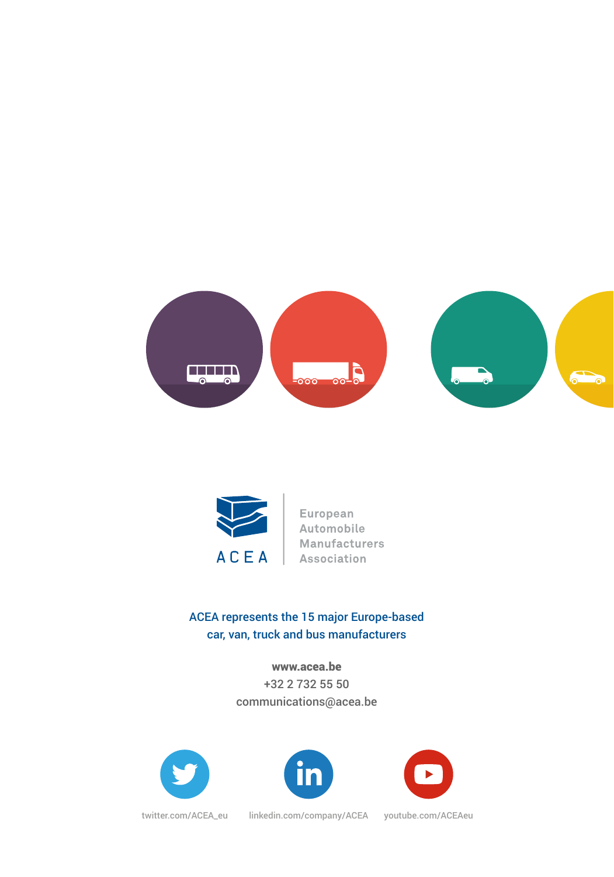ACEA

European
Automobile
Manufacturers
Association

ACEA represents the 15 major Europe-based car, van, truck and bus manufacturers

**www.acea.be**
+32 2 732 55 50
communications@acea.be

twitter.com/ACEA_eu

linkedin.com/company/ACEA

youtube.com/ACEAeu